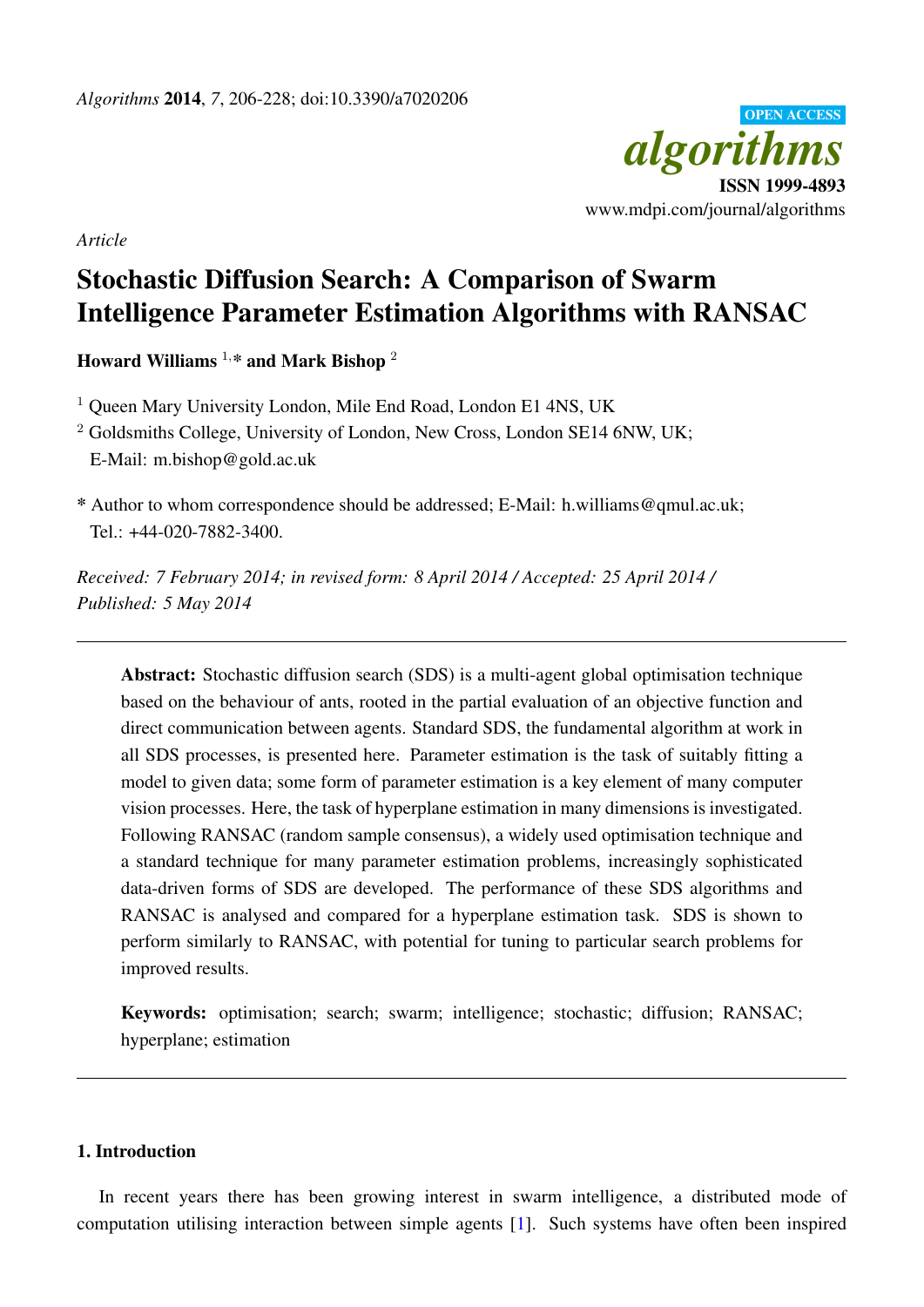*Algorithms* **2014**, *7*, 206-228; doi:10.3390/a7020206

OPEN ACCESS

*algorithms*

**ISSN 1999-4893**

www.mdpi.com/journal/algorithms

*Article*

# Stochastic Diffusion Search: A Comparison of Swarm Intelligence Parameter Estimation Algorithms with RANSAC

**Howard Williams** [1,*] **and Mark Bishop** [2]

[1] Queen Mary University London, Mile End Road, London E1 4NS, UK

[2] Goldsmiths College, University of London, New Cross, London SE14 6NW, UK; E-Mail: m.bishop@gold.ac.uk

\* Author to whom correspondence should be addressed; E-Mail: h.williams@qmul.ac.uk; Tel.: +44-020-7882-3400.

*Received: 7 February 2014; in revised form: 8 April 2014 / Accepted: 25 April 2014 / Published: 5 May 2014*

---

**Abstract:** Stochastic diffusion search (SDS) is a multi-agent global optimisation technique based on the behaviour of ants, rooted in the partial evaluation of an objective function and direct communication between agents. Standard SDS, the fundamental algorithm at work in all SDS processes, is presented here. Parameter estimation is the task of suitably fitting a model to given data; some form of parameter estimation is a key element of many computer vision processes. Here, the task of hyperplane estimation in many dimensions is investigated. Following RANSAC (random sample consensus), a widely used optimisation technique and a standard technique for many parameter estimation problems, increasingly sophisticated data-driven forms of SDS are developed. The performance of these SDS algorithms and RANSAC is analysed and compared for a hyperplane estimation task. SDS is shown to perform similarly to RANSAC, with potential for tuning to particular search problems for improved results.

**Keywords:** optimisation; search; swarm; intelligence; stochastic; diffusion; RANSAC; hyperplane; estimation

---

## 1. Introduction

In recent years there has been growing interest in swarm intelligence, a distributed mode of computation utilising interaction between simple agents [1]. Such systems have often been inspired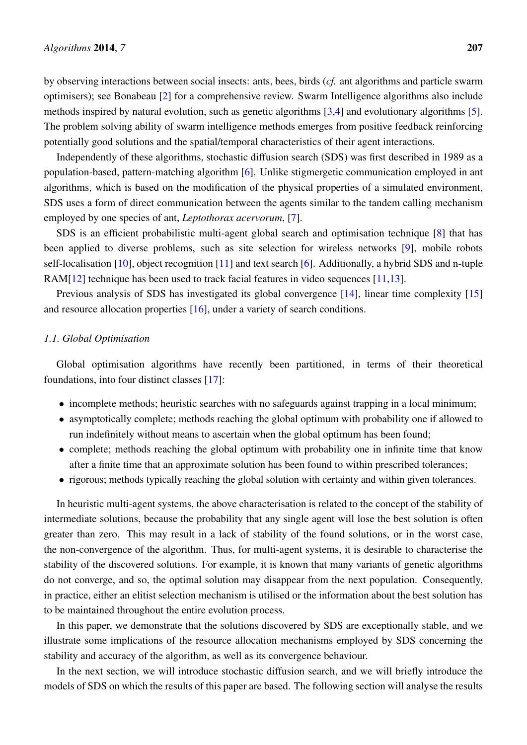by observing interactions between social insects: ants, bees, birds (*cf.* ant algorithms and particle swarm optimisers); see Bonabeau [2] for a comprehensive review. Swarm Intelligence algorithms also include methods inspired by natural evolution, such as genetic algorithms [3,4] and evolutionary algorithms [5]. The problem solving ability of swarm intelligence methods emerges from positive feedback reinforcing potentially good solutions and the spatial/temporal characteristics of their agent interactions.

Independently of these algorithms, stochastic diffusion search (SDS) was first described in 1989 as a population-based, pattern-matching algorithm [6]. Unlike stigmergetic communication employed in ant algorithms, which is based on the modification of the physical properties of a simulated environment, SDS uses a form of direct communication between the agents similar to the tandem calling mechanism employed by one species of ant, *Leptothorax acervorum*, [7].

SDS is an efficient probabilistic multi-agent global search and optimisation technique [8] that has been applied to diverse problems, such as site selection for wireless networks [9], mobile robots self-localisation [10], object recognition [11] and text search [6]. Additionally, a hybrid SDS and n-tuple RAM[12] technique has been used to track facial features in video sequences [11,13].

Previous analysis of SDS has investigated its global convergence [14], linear time complexity [15] and resource allocation properties [16], under a variety of search conditions.

### 1.1. Global Optimisation

Global optimisation algorithms have recently been partitioned, in terms of their theoretical foundations, into four distinct classes [17]:

- incomplete methods; heuristic searches with no safeguards against trapping in a local minimum;
- asymptotically complete; methods reaching the global optimum with probability one if allowed to run indefinitely without means to ascertain when the global optimum has been found;
- complete; methods reaching the global optimum with probability one in infinite time that know after a finite time that an approximate solution has been found to within prescribed tolerances;
- rigorous; methods typically reaching the global solution with certainty and within given tolerances.

In heuristic multi-agent systems, the above characterisation is related to the concept of the stability of intermediate solutions, because the probability that any single agent will lose the best solution is often greater than zero. This may result in a lack of stability of the found solutions, or in the worst case, the non-convergence of the algorithm. Thus, for multi-agent systems, it is desirable to characterise the stability of the discovered solutions. For example, it is known that many variants of genetic algorithms do not converge, and so, the optimal solution may disappear from the next population. Consequently, in practice, either an elitist selection mechanism is utilised or the information about the best solution has to be maintained throughout the entire evolution process.

In this paper, we demonstrate that the solutions discovered by SDS are exceptionally stable, and we illustrate some implications of the resource allocation mechanisms employed by SDS concerning the stability and accuracy of the algorithm, as well as its convergence behaviour.

In the next section, we will introduce stochastic diffusion search, and we will briefly introduce the models of SDS on which the results of this paper are based. The following section will analyse the results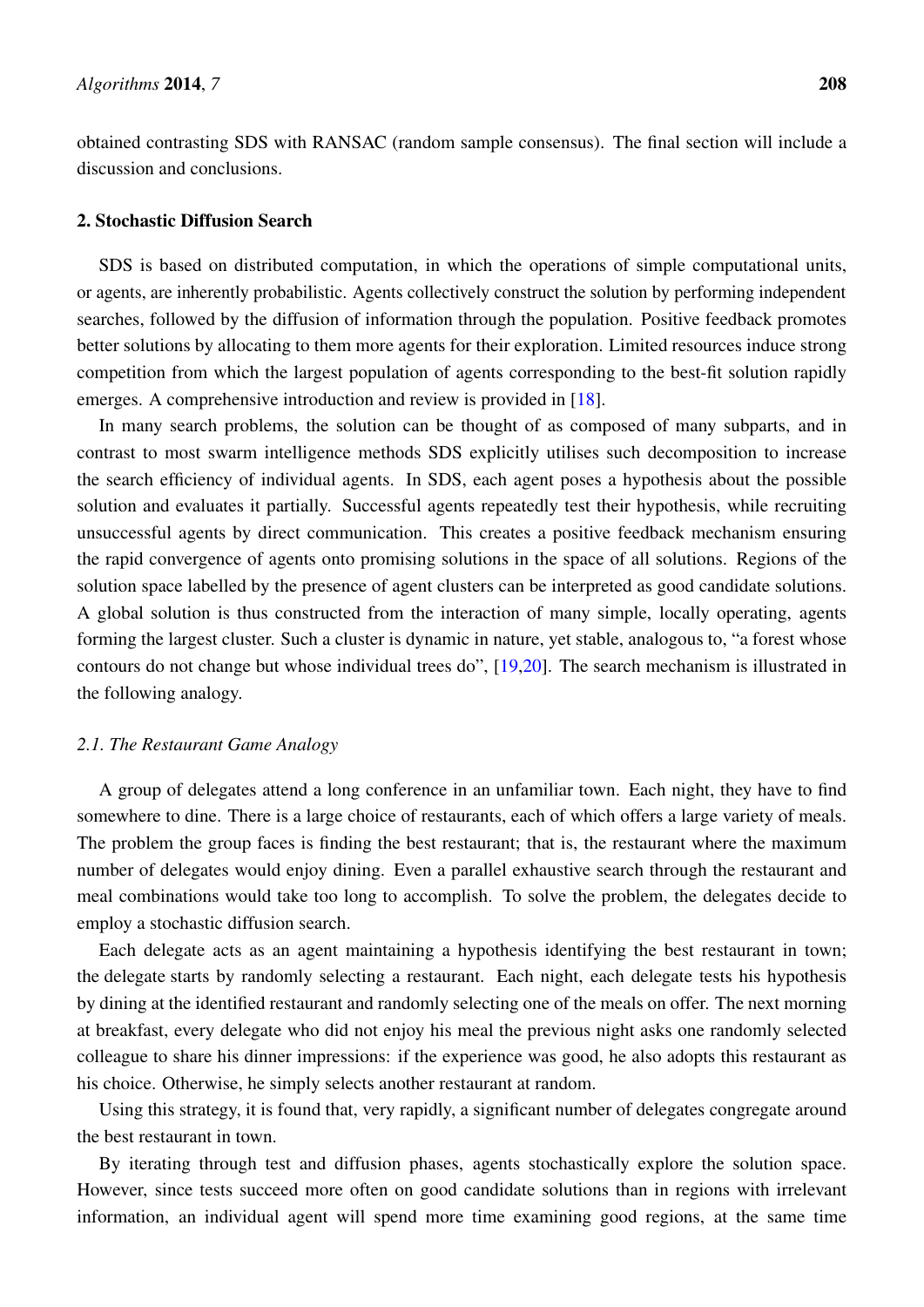obtained contrasting SDS with RANSAC (random sample consensus). The final section will include a discussion and conclusions.

## 2. Stochastic Diffusion Search

SDS is based on distributed computation, in which the operations of simple computational units, or agents, are inherently probabilistic. Agents collectively construct the solution by performing independent searches, followed by the diffusion of information through the population. Positive feedback promotes better solutions by allocating to them more agents for their exploration. Limited resources induce strong competition from which the largest population of agents corresponding to the best-fit solution rapidly emerges. A comprehensive introduction and review is provided in [18].

In many search problems, the solution can be thought of as composed of many subparts, and in contrast to most swarm intelligence methods SDS explicitly utilises such decomposition to increase the search efficiency of individual agents. In SDS, each agent poses a hypothesis about the possible solution and evaluates it partially. Successful agents repeatedly test their hypothesis, while recruiting unsuccessful agents by direct communication. This creates a positive feedback mechanism ensuring the rapid convergence of agents onto promising solutions in the space of all solutions. Regions of the solution space labelled by the presence of agent clusters can be interpreted as good candidate solutions. A global solution is thus constructed from the interaction of many simple, locally operating, agents forming the largest cluster. Such a cluster is dynamic in nature, yet stable, analogous to, "a forest whose contours do not change but whose individual trees do", [19,20]. The search mechanism is illustrated in the following analogy.

### *2.1. The Restaurant Game Analogy*

A group of delegates attend a long conference in an unfamiliar town. Each night, they have to find somewhere to dine. There is a large choice of restaurants, each of which offers a large variety of meals. The problem the group faces is finding the best restaurant; that is, the restaurant where the maximum number of delegates would enjoy dining. Even a parallel exhaustive search through the restaurant and meal combinations would take too long to accomplish. To solve the problem, the delegates decide to employ a stochastic diffusion search.

Each delegate acts as an agent maintaining a hypothesis identifying the best restaurant in town; the delegate starts by randomly selecting a restaurant. Each night, each delegate tests his hypothesis by dining at the identified restaurant and randomly selecting one of the meals on offer. The next morning at breakfast, every delegate who did not enjoy his meal the previous night asks one randomly selected colleague to share his dinner impressions: if the experience was good, he also adopts this restaurant as his choice. Otherwise, he simply selects another restaurant at random.

Using this strategy, it is found that, very rapidly, a significant number of delegates congregate around the best restaurant in town.

By iterating through test and diffusion phases, agents stochastically explore the solution space. However, since tests succeed more often on good candidate solutions than in regions with irrelevant information, an individual agent will spend more time examining good regions, at the same time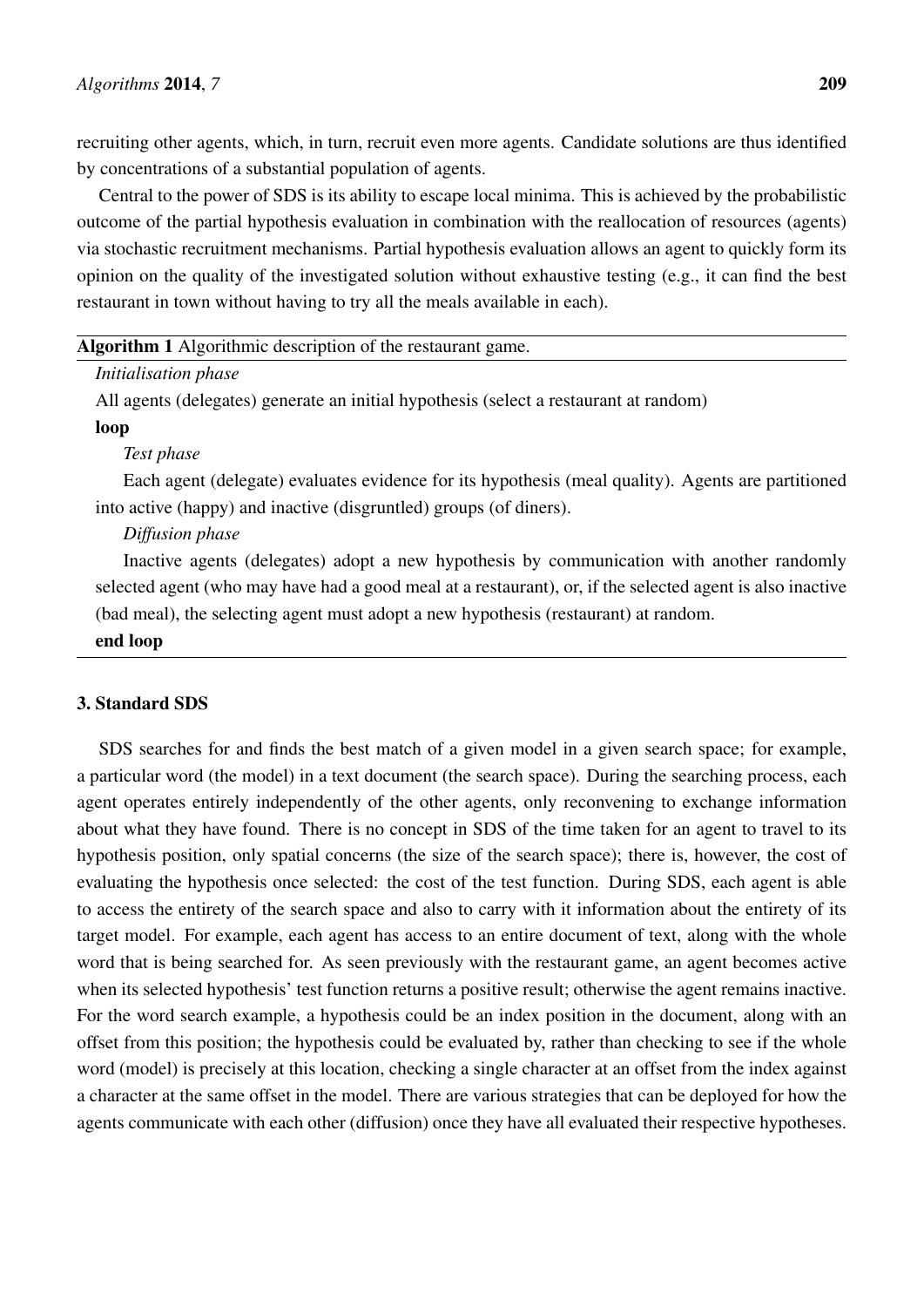recruiting other agents, which, in turn, recruit even more agents. Candidate solutions are thus identified by concentrations of a substantial population of agents.

Central to the power of SDS is its ability to escape local minima. This is achieved by the probabilistic outcome of the partial hypothesis evaluation in combination with the reallocation of resources (agents) via stochastic recruitment mechanisms. Partial hypothesis evaluation allows an agent to quickly form its opinion on the quality of the investigated solution without exhaustive testing (e.g., it can find the best restaurant in town without having to try all the meals available in each).

**Algorithm 1** Algorithmic description of the restaurant game.

*Initialisation phase*

All agents (delegates) generate an initial hypothesis (select a restaurant at random)

**loop**

*Test phase*

Each agent (delegate) evaluates evidence for its hypothesis (meal quality). Agents are partitioned into active (happy) and inactive (disgruntled) groups (of diners).

*Diffusion phase*

Inactive agents (delegates) adopt a new hypothesis by communication with another randomly selected agent (who may have had a good meal at a restaurant), or, if the selected agent is also inactive (bad meal), the selecting agent must adopt a new hypothesis (restaurant) at random.

**end loop**

## 3. Standard SDS

SDS searches for and finds the best match of a given model in a given search space; for example, a particular word (the model) in a text document (the search space). During the searching process, each agent operates entirely independently of the other agents, only reconvening to exchange information about what they have found. There is no concept in SDS of the time taken for an agent to travel to its hypothesis position, only spatial concerns (the size of the search space); there is, however, the cost of evaluating the hypothesis once selected: the cost of the test function. During SDS, each agent is able to access the entirety of the search space and also to carry with it information about the entirety of its target model. For example, each agent has access to an entire document of text, along with the whole word that is being searched for. As seen previously with the restaurant game, an agent becomes active when its selected hypothesis' test function returns a positive result; otherwise the agent remains inactive. For the word search example, a hypothesis could be an index position in the document, along with an offset from this position; the hypothesis could be evaluated by, rather than checking to see if the whole word (model) is precisely at this location, checking a single character at an offset from the index against a character at the same offset in the model. There are various strategies that can be deployed for how the agents communicate with each other (diffusion) once they have all evaluated their respective hypotheses.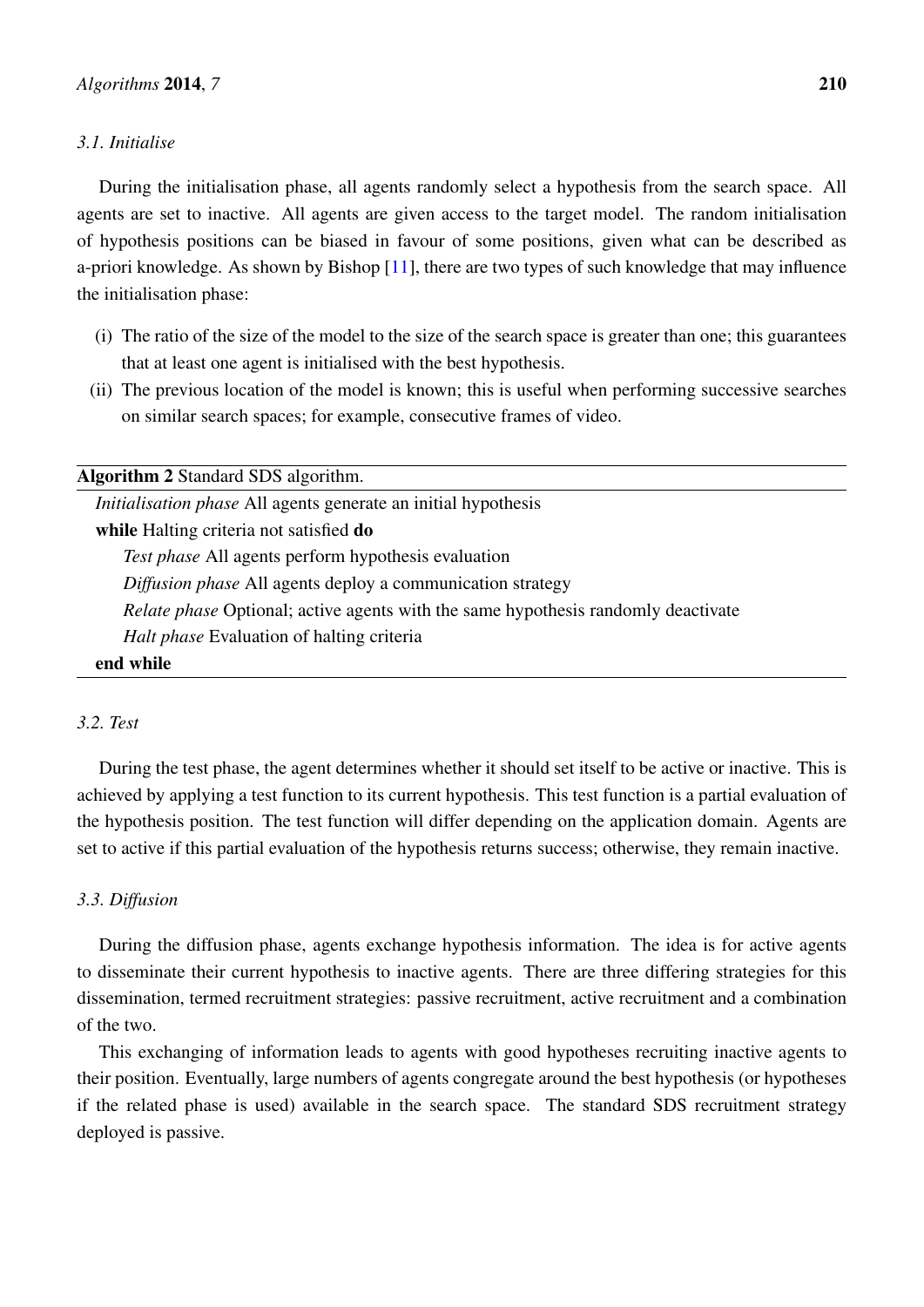### 3.1. Initialise

During the initialisation phase, all agents randomly select a hypothesis from the search space. All agents are set to inactive. All agents are given access to the target model. The random initialisation of hypothesis positions can be biased in favour of some positions, given what can be described as a-priori knowledge. As shown by Bishop [11], there are two types of such knowledge that may influence the initialisation phase:

(i) The ratio of the size of the model to the size of the search space is greater than one; this guarantees that at least one agent is initialised with the best hypothesis.
(ii) The previous location of the model is known; this is useful when performing successive searches on similar search spaces; for example, consecutive frames of video.

---

**Algorithm 2** Standard SDS algorithm.

*Initialisation phase* All agents generate an initial hypothesis
**while** Halting criteria not satisfied **do**
  *Test phase* All agents perform hypothesis evaluation
  *Diffusion phase* All agents deploy a communication strategy
  *Relate phase* Optional; active agents with the same hypothesis randomly deactivate
  *Halt phase* Evaluation of halting criteria
**end while**

---

### 3.2. Test

During the test phase, the agent determines whether it should set itself to be active or inactive. This is achieved by applying a test function to its current hypothesis. This test function is a partial evaluation of the hypothesis position. The test function will differ depending on the application domain. Agents are set to active if this partial evaluation of the hypothesis returns success; otherwise, they remain inactive.

### 3.3. Diffusion

During the diffusion phase, agents exchange hypothesis information. The idea is for active agents to disseminate their current hypothesis to inactive agents. There are three differing strategies for this dissemination, termed recruitment strategies: passive recruitment, active recruitment and a combination of the two.

This exchanging of information leads to agents with good hypotheses recruiting inactive agents to their position. Eventually, large numbers of agents congregate around the best hypothesis (or hypotheses if the related phase is used) available in the search space. The standard SDS recruitment strategy deployed is passive.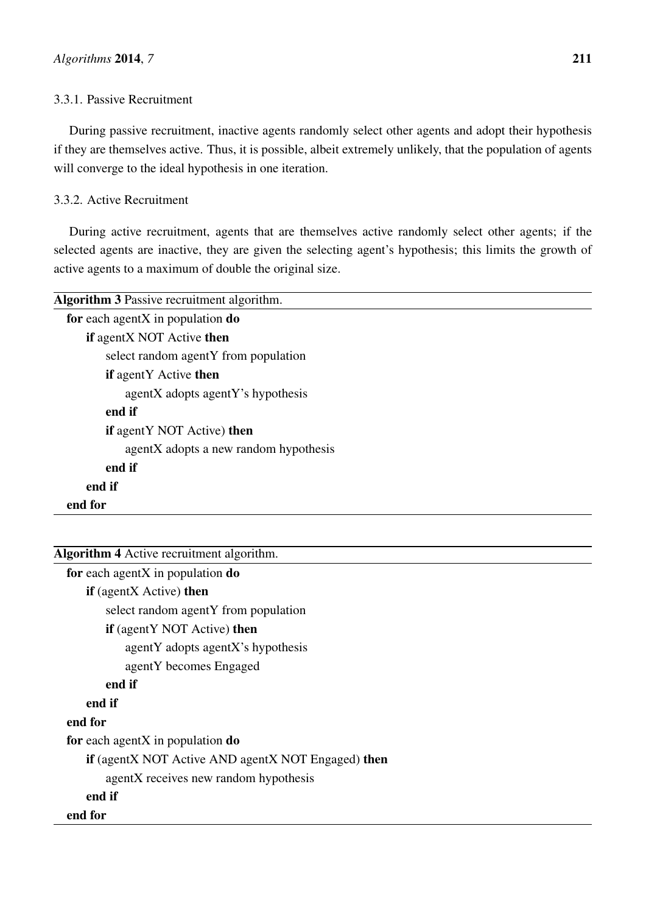#### 3.3.1. Passive Recruitment

During passive recruitment, inactive agents randomly select other agents and adopt their hypothesis if they are themselves active. Thus, it is possible, albeit extremely unlikely, that the population of agents will converge to the ideal hypothesis in one iteration.

#### 3.3.2. Active Recruitment

During active recruitment, agents that are themselves active randomly select other agents; if the selected agents are inactive, they are given the selecting agent's hypothesis; this limits the growth of active agents to a maximum of double the original size.

**Algorithm 3** Passive recruitment algorithm.

```
for each agentX in population do
    if agentX NOT Active then
        select random agentY from population
        if agentY Active then
            agentX adopts agentY's hypothesis
        end if
        if agentY NOT Active) then
            agentX adopts a new random hypothesis
        end if
    end if
end for
```

**Algorithm 4** Active recruitment algorithm.

```
for each agentX in population do
    if (agentX Active) then
        select random agentY from population
        if (agentY NOT Active) then
            agentY adopts agentX's hypothesis
            agentY becomes Engaged
        end if
    end if
end for
for each agentX in population do
    if (agentX NOT Active AND agentX NOT Engaged) then
        agentX receives new random hypothesis
    end if
end for
```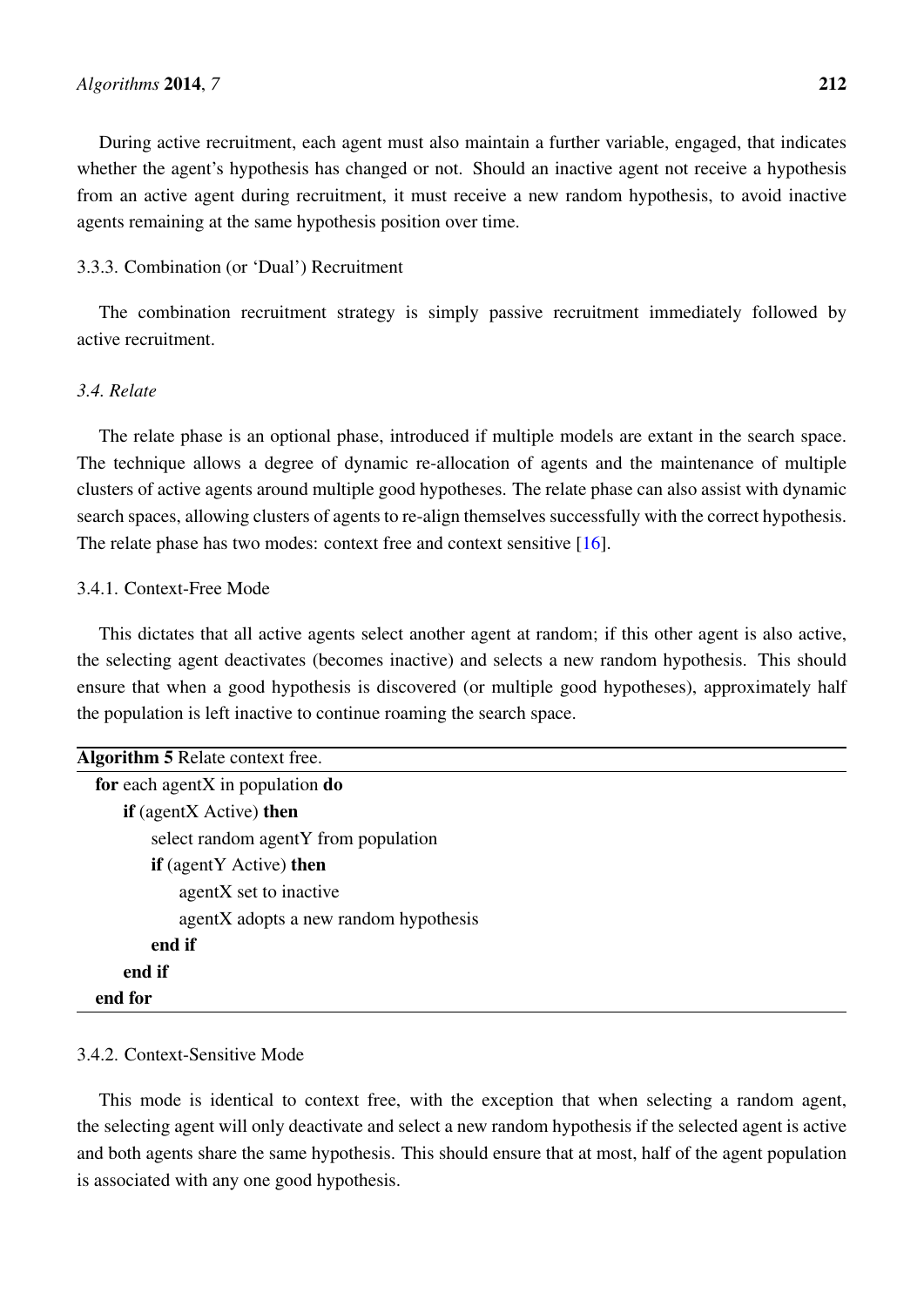During active recruitment, each agent must also maintain a further variable, engaged, that indicates whether the agent's hypothesis has changed or not. Should an inactive agent not receive a hypothesis from an active agent during recruitment, it must receive a new random hypothesis, to avoid inactive agents remaining at the same hypothesis position over time.

#### 3.3.3. Combination (or 'Dual') Recruitment

The combination recruitment strategy is simply passive recruitment immediately followed by active recruitment.

### *3.4. Relate*

The relate phase is an optional phase, introduced if multiple models are extant in the search space. The technique allows a degree of dynamic re-allocation of agents and the maintenance of multiple clusters of active agents around multiple good hypotheses. The relate phase can also assist with dynamic search spaces, allowing clusters of agents to re-align themselves successfully with the correct hypothesis. The relate phase has two modes: context free and context sensitive [16].

#### 3.4.1. Context-Free Mode

This dictates that all active agents select another agent at random; if this other agent is also active, the selecting agent deactivates (becomes inactive) and selects a new random hypothesis. This should ensure that when a good hypothesis is discovered (or multiple good hypotheses), approximately half the population is left inactive to continue roaming the search space.

**Algorithm 5** Relate context free.

```
for each agentX in population do
    if (agentX Active) then
        select random agentY from population
        if (agentY Active) then
            agentX set to inactive
            agentX adopts a new random hypothesis
        end if
    end if
end for
```

#### 3.4.2. Context-Sensitive Mode

This mode is identical to context free, with the exception that when selecting a random agent, the selecting agent will only deactivate and select a new random hypothesis if the selected agent is active and both agents share the same hypothesis. This should ensure that at most, half of the agent population is associated with any one good hypothesis.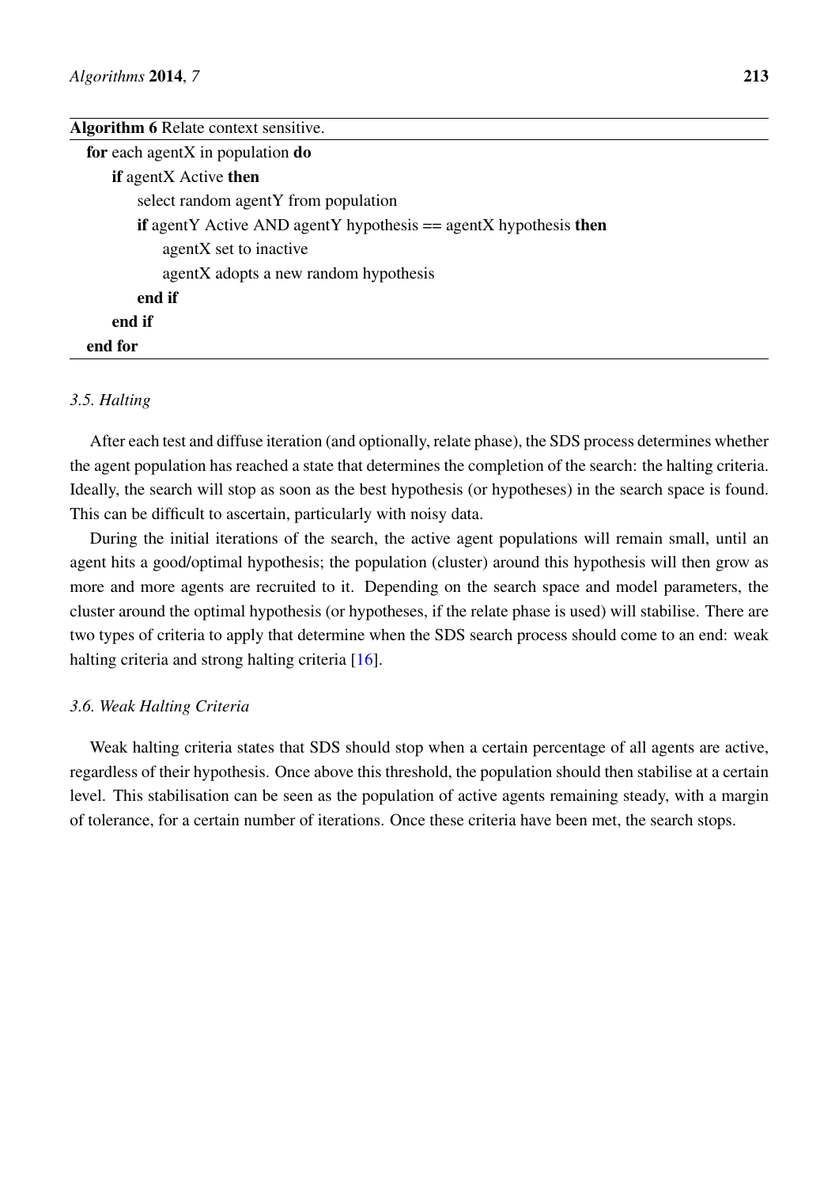**Algorithm 6** Relate context sensitive.

```
for each agentX in population do
    if agentX Active then
        select random agentY from population
        if agentY Active AND agentY hypothesis == agentX hypothesis then
            agentX set to inactive
            agentX adopts a new random hypothesis
        end if
    end if
end for
```

### *3.5. Halting*

After each test and diffuse iteration (and optionally, relate phase), the SDS process determines whether the agent population has reached a state that determines the completion of the search: the halting criteria. Ideally, the search will stop as soon as the best hypothesis (or hypotheses) in the search space is found. This can be difficult to ascertain, particularly with noisy data.

During the initial iterations of the search, the active agent populations will remain small, until an agent hits a good/optimal hypothesis; the population (cluster) around this hypothesis will then grow as more and more agents are recruited to it. Depending on the search space and model parameters, the cluster around the optimal hypothesis (or hypotheses, if the relate phase is used) will stabilise. There are two types of criteria to apply that determine when the SDS search process should come to an end: weak halting criteria and strong halting criteria [16].

### *3.6. Weak Halting Criteria*

Weak halting criteria states that SDS should stop when a certain percentage of all agents are active, regardless of their hypothesis. Once above this threshold, the population should then stabilise at a certain level. This stabilisation can be seen as the population of active agents remaining steady, with a margin of tolerance, for a certain number of iterations. Once these criteria have been met, the search stops.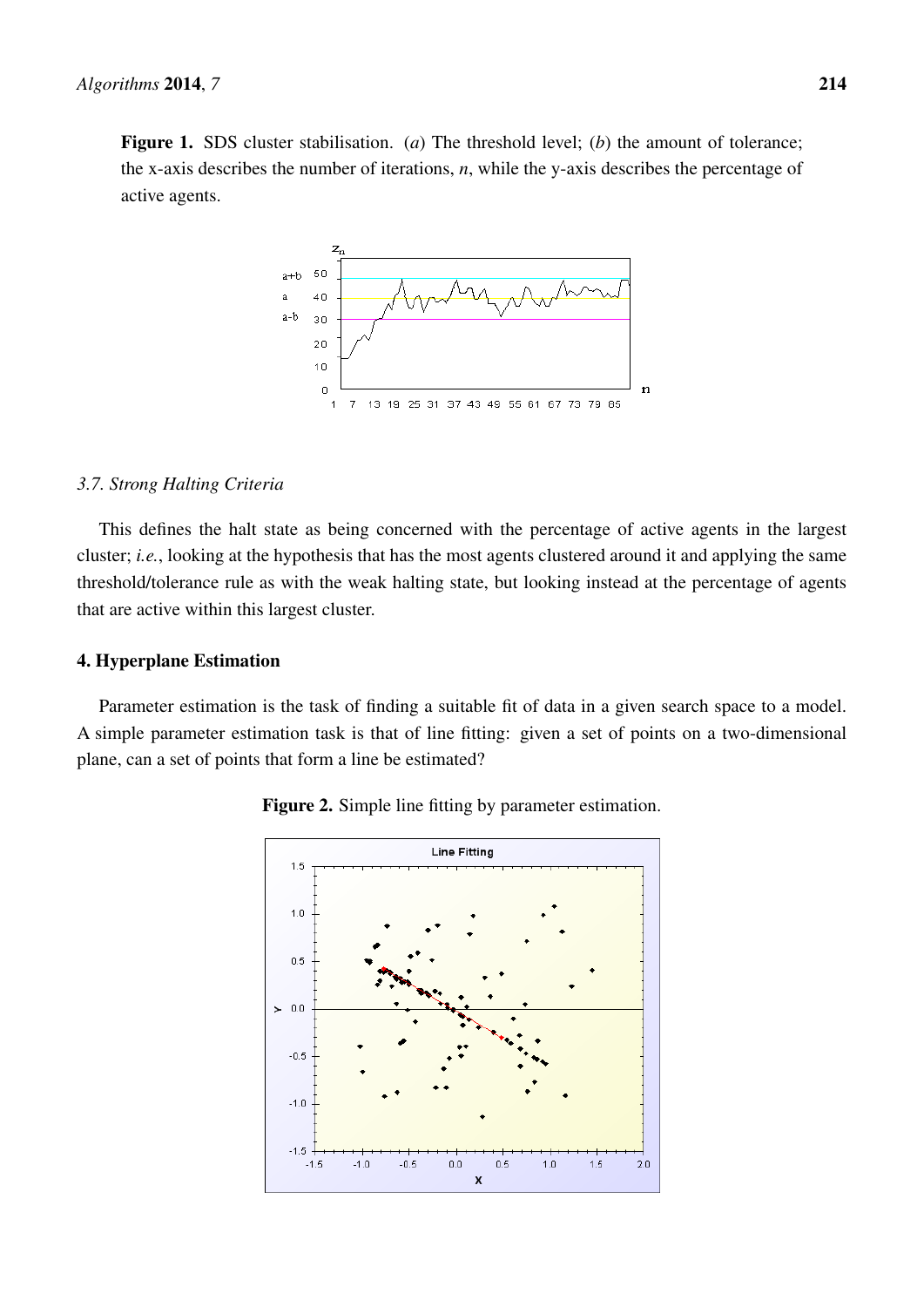**Figure 1.** SDS cluster stabilisation. (*a*) The threshold level; (*b*) the amount of tolerance; the x-axis describes the number of iterations, *n*, while the y-axis describes the percentage of active agents.

### 3.7. Strong Halting Criteria

This defines the halt state as being concerned with the percentage of active agents in the largest cluster; *i.e.*, looking at the hypothesis that has the most agents clustered around it and applying the same threshold/tolerance rule as with the weak halting state, but looking instead at the percentage of agents that are active within this largest cluster.

## 4. Hyperplane Estimation

Parameter estimation is the task of finding a suitable fit of data in a given search space to a model. A simple parameter estimation task is that of line fitting: given a set of points on a two-dimensional plane, can a set of points that form a line be estimated?

**Figure 2.** Simple line fitting by parameter estimation.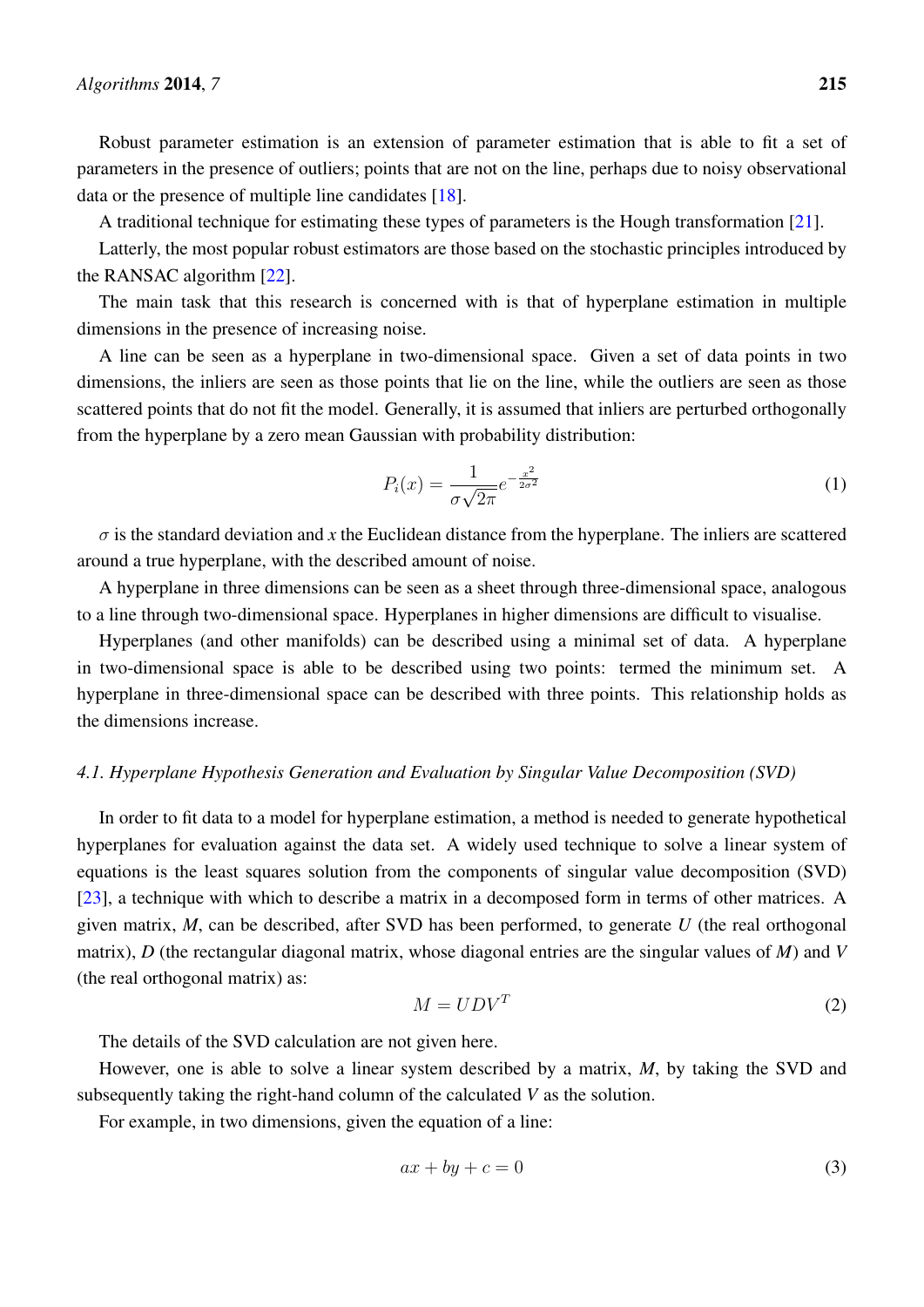Robust parameter estimation is an extension of parameter estimation that is able to fit a set of parameters in the presence of outliers; points that are not on the line, perhaps due to noisy observational data or the presence of multiple line candidates [18].

A traditional technique for estimating these types of parameters is the Hough transformation [21].

Latterly, the most popular robust estimators are those based on the stochastic principles introduced by the RANSAC algorithm [22].

The main task that this research is concerned with is that of hyperplane estimation in multiple dimensions in the presence of increasing noise.

A line can be seen as a hyperplane in two-dimensional space. Given a set of data points in two dimensions, the inliers are seen as those points that lie on the line, while the outliers are seen as those scattered points that do not fit the model. Generally, it is assumed that inliers are perturbed orthogonally from the hyperplane by a zero mean Gaussian with probability distribution:

$$P_i(x) = \frac{1}{\sigma\sqrt{2\pi}} e^{-\frac{x^2}{2\sigma^2}} \tag{1}$$

$\sigma$ is the standard deviation and $x$ the Euclidean distance from the hyperplane. The inliers are scattered around a true hyperplane, with the described amount of noise.

A hyperplane in three dimensions can be seen as a sheet through three-dimensional space, analogous to a line through two-dimensional space. Hyperplanes in higher dimensions are difficult to visualise.

Hyperplanes (and other manifolds) can be described using a minimal set of data. A hyperplane in two-dimensional space is able to be described using two points: termed the minimum set. A hyperplane in three-dimensional space can be described with three points. This relationship holds as the dimensions increase.

### 4.1. Hyperplane Hypothesis Generation and Evaluation by Singular Value Decomposition (SVD)

In order to fit data to a model for hyperplane estimation, a method is needed to generate hypothetical hyperplanes for evaluation against the data set. A widely used technique to solve a linear system of equations is the least squares solution from the components of singular value decomposition (SVD) [23], a technique with which to describe a matrix in a decomposed form in terms of other matrices. A given matrix, $M$, can be described, after SVD has been performed, to generate $U$ (the real orthogonal matrix), $D$ (the rectangular diagonal matrix, whose diagonal entries are the singular values of $M$) and $V$ (the real orthogonal matrix) as:

$$M = UDV^T \tag{2}$$

The details of the SVD calculation are not given here.

However, one is able to solve a linear system described by a matrix, $M$, by taking the SVD and subsequently taking the right-hand column of the calculated $V$ as the solution.

For example, in two dimensions, given the equation of a line:

$$ax + by + c = 0 \tag{3}$$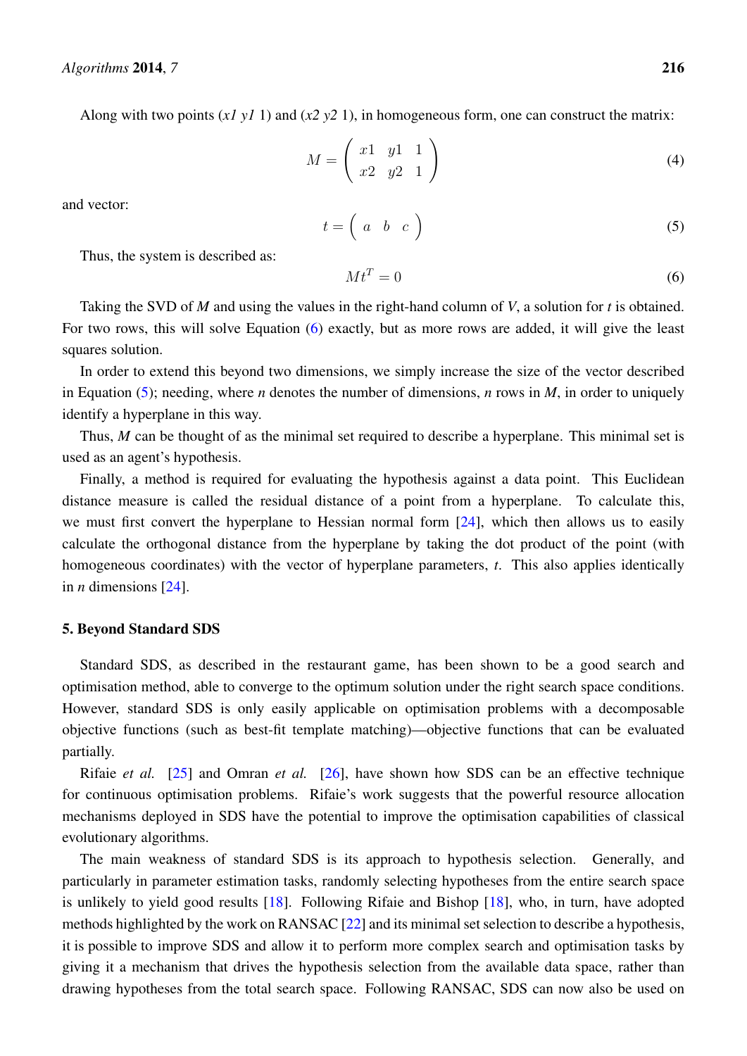Along with two points (*x1 y1* 1) and (*x2 y2* 1), in homogeneous form, one can construct the matrix:

$$M = \begin{pmatrix} x1 & y1 & 1 \\ x2 & y2 & 1 \end{pmatrix} \tag{4}$$

and vector:

$$t = \begin{pmatrix} a & b & c \end{pmatrix} \tag{5}$$

Thus, the system is described as:

$$Mt^T = 0 \tag{6}$$

Taking the SVD of *M* and using the values in the right-hand column of *V*, a solution for *t* is obtained. For two rows, this will solve Equation (6) exactly, but as more rows are added, it will give the least squares solution.

In order to extend this beyond two dimensions, we simply increase the size of the vector described in Equation (5); needing, where *n* denotes the number of dimensions, *n* rows in *M*, in order to uniquely identify a hyperplane in this way.

Thus, *M* can be thought of as the minimal set required to describe a hyperplane. This minimal set is used as an agent's hypothesis.

Finally, a method is required for evaluating the hypothesis against a data point. This Euclidean distance measure is called the residual distance of a point from a hyperplane. To calculate this, we must first convert the hyperplane to Hessian normal form [24], which then allows us to easily calculate the orthogonal distance from the hyperplane by taking the dot product of the point (with homogeneous coordinates) with the vector of hyperplane parameters, *t*. This also applies identically in *n* dimensions [24].

## 5. Beyond Standard SDS

Standard SDS, as described in the restaurant game, has been shown to be a good search and optimisation method, able to converge to the optimum solution under the right search space conditions. However, standard SDS is only easily applicable on optimisation problems with a decomposable objective functions (such as best-fit template matching)—objective functions that can be evaluated partially.

Rifaie *et al.* [25] and Omran *et al.* [26], have shown how SDS can be an effective technique for continuous optimisation problems. Rifaie's work suggests that the powerful resource allocation mechanisms deployed in SDS have the potential to improve the optimisation capabilities of classical evolutionary algorithms.

The main weakness of standard SDS is its approach to hypothesis selection. Generally, and particularly in parameter estimation tasks, randomly selecting hypotheses from the entire search space is unlikely to yield good results [18]. Following Rifaie and Bishop [18], who, in turn, have adopted methods highlighted by the work on RANSAC [22] and its minimal set selection to describe a hypothesis, it is possible to improve SDS and allow it to perform more complex search and optimisation tasks by giving it a mechanism that drives the hypothesis selection from the available data space, rather than drawing hypotheses from the total search space. Following RANSAC, SDS can now also be used on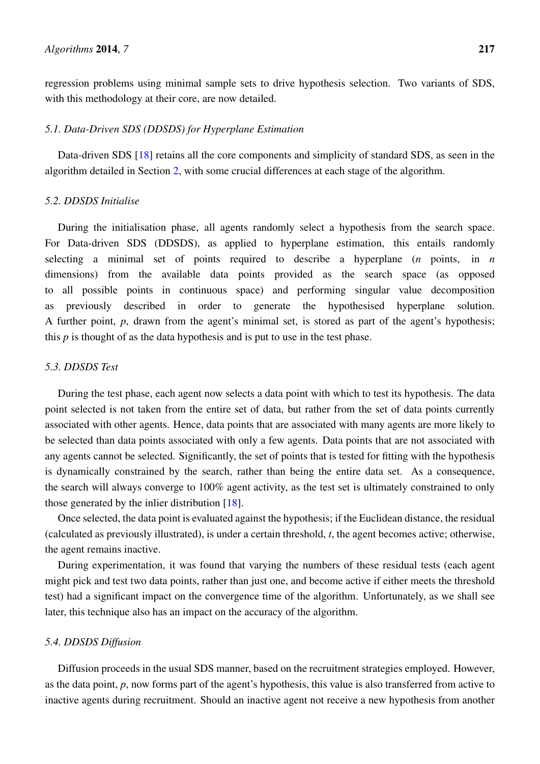regression problems using minimal sample sets to drive hypothesis selection. Two variants of SDS, with this methodology at their core, are now detailed.

### *5.1. Data-Driven SDS (DDSDS) for Hyperplane Estimation*

Data-driven SDS [18] retains all the core components and simplicity of standard SDS, as seen in the algorithm detailed in Section 2, with some crucial differences at each stage of the algorithm.

### *5.2. DDSDS Initialise*

During the initialisation phase, all agents randomly select a hypothesis from the search space. For Data-driven SDS (DDSDS), as applied to hyperplane estimation, this entails randomly selecting a minimal set of points required to describe a hyperplane ($n$ points, in $n$ dimensions) from the available data points provided as the search space (as opposed to all possible points in continuous space) and performing singular value decomposition as previously described in order to generate the hypothesised hyperplane solution. A further point, $p$, drawn from the agent's minimal set, is stored as part of the agent's hypothesis; this $p$ is thought of as the data hypothesis and is put to use in the test phase.

### *5.3. DDSDS Test*

During the test phase, each agent now selects a data point with which to test its hypothesis. The data point selected is not taken from the entire set of data, but rather from the set of data points currently associated with other agents. Hence, data points that are associated with many agents are more likely to be selected than data points associated with only a few agents. Data points that are not associated with any agents cannot be selected. Significantly, the set of points that is tested for fitting with the hypothesis is dynamically constrained by the search, rather than being the entire data set. As a consequence, the search will always converge to 100% agent activity, as the test set is ultimately constrained to only those generated by the inlier distribution [18].

Once selected, the data point is evaluated against the hypothesis; if the Euclidean distance, the residual (calculated as previously illustrated), is under a certain threshold, $t$, the agent becomes active; otherwise, the agent remains inactive.

During experimentation, it was found that varying the numbers of these residual tests (each agent might pick and test two data points, rather than just one, and become active if either meets the threshold test) had a significant impact on the convergence time of the algorithm. Unfortunately, as we shall see later, this technique also has an impact on the accuracy of the algorithm.

### *5.4. DDSDS Diffusion*

Diffusion proceeds in the usual SDS manner, based on the recruitment strategies employed. However, as the data point, $p$, now forms part of the agent's hypothesis, this value is also transferred from active to inactive agents during recruitment. Should an inactive agent not receive a new hypothesis from another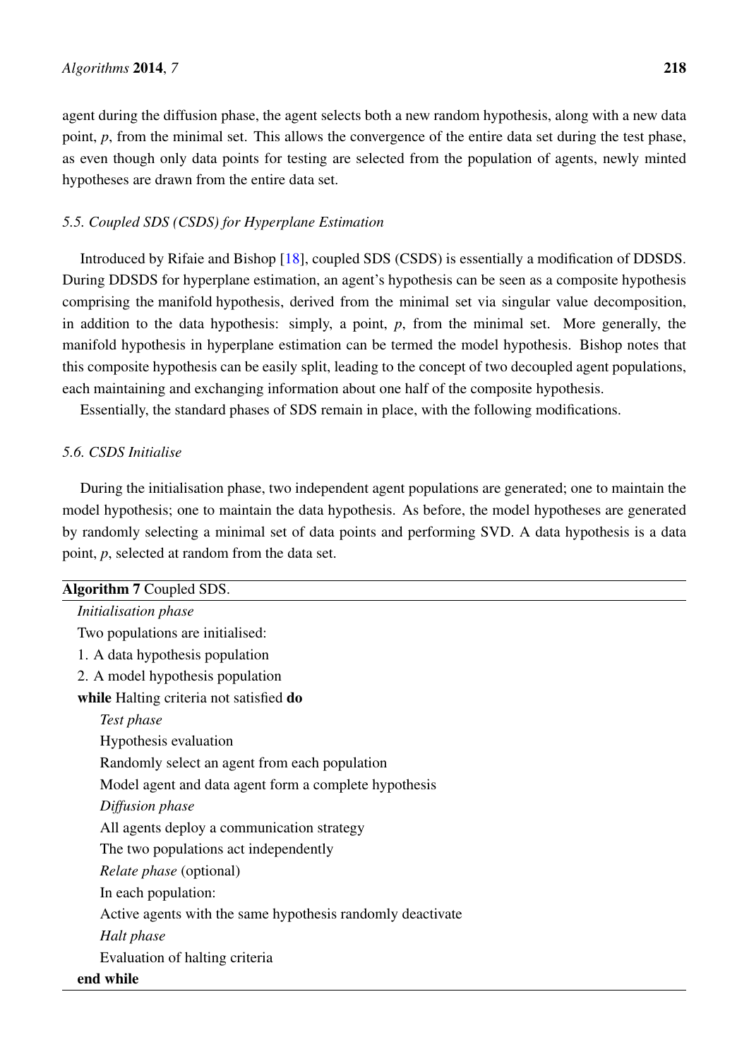agent during the diffusion phase, the agent selects both a new random hypothesis, along with a new data point, *p*, from the minimal set. This allows the convergence of the entire data set during the test phase, as even though only data points for testing are selected from the population of agents, newly minted hypotheses are drawn from the entire data set.

### *5.5. Coupled SDS (CSDS) for Hyperplane Estimation*

Introduced by Rifaie and Bishop [18], coupled SDS (CSDS) is essentially a modification of DDSDS. During DDSDS for hyperplane estimation, an agent's hypothesis can be seen as a composite hypothesis comprising the manifold hypothesis, derived from the minimal set via singular value decomposition, in addition to the data hypothesis: simply, a point, *p*, from the minimal set. More generally, the manifold hypothesis in hyperplane estimation can be termed the model hypothesis. Bishop notes that this composite hypothesis can be easily split, leading to the concept of two decoupled agent populations, each maintaining and exchanging information about one half of the composite hypothesis.

Essentially, the standard phases of SDS remain in place, with the following modifications.

### *5.6. CSDS Initialise*

During the initialisation phase, two independent agent populations are generated; one to maintain the model hypothesis; one to maintain the data hypothesis. As before, the model hypotheses are generated by randomly selecting a minimal set of data points and performing SVD. A data hypothesis is a data point, *p*, selected at random from the data set.

**Algorithm 7** Coupled SDS.

```
Initialisation phase
Two populations are initialised:
1. A data hypothesis population
2. A model hypothesis population
while Halting criteria not satisfied do
    Test phase
    Hypothesis evaluation
    Randomly select an agent from each population
    Model agent and data agent form a complete hypothesis
    Diffusion phase
    All agents deploy a communication strategy
    The two populations act independently
    Relate phase (optional)
    In each population:
    Active agents with the same hypothesis randomly deactivate
    Halt phase
    Evaluation of halting criteria
end while
```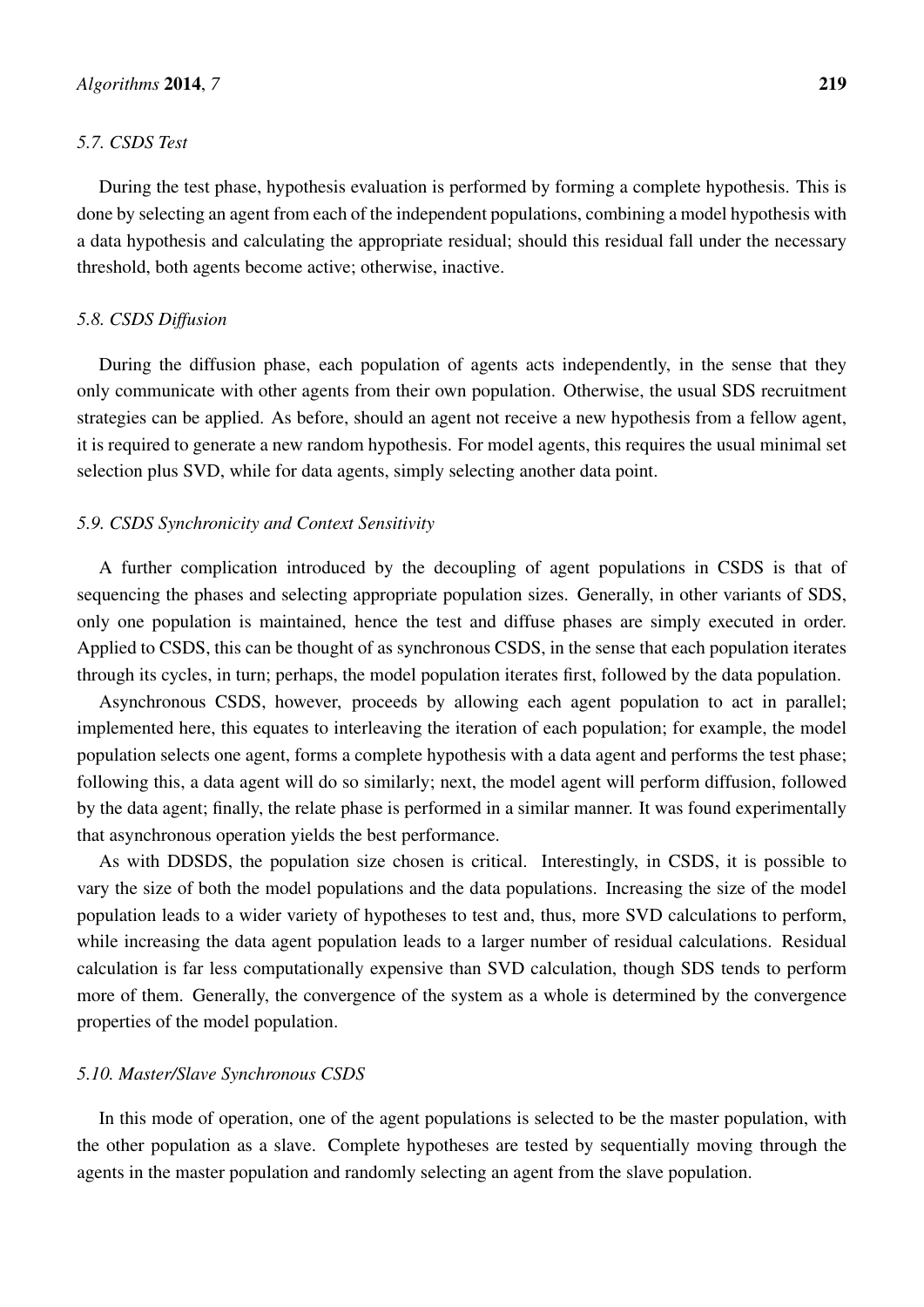### *5.7. CSDS Test*

During the test phase, hypothesis evaluation is performed by forming a complete hypothesis. This is done by selecting an agent from each of the independent populations, combining a model hypothesis with a data hypothesis and calculating the appropriate residual; should this residual fall under the necessary threshold, both agents become active; otherwise, inactive.

### *5.8. CSDS Diffusion*

During the diffusion phase, each population of agents acts independently, in the sense that they only communicate with other agents from their own population. Otherwise, the usual SDS recruitment strategies can be applied. As before, should an agent not receive a new hypothesis from a fellow agent, it is required to generate a new random hypothesis. For model agents, this requires the usual minimal set selection plus SVD, while for data agents, simply selecting another data point.

### *5.9. CSDS Synchronicity and Context Sensitivity*

A further complication introduced by the decoupling of agent populations in CSDS is that of sequencing the phases and selecting appropriate population sizes. Generally, in other variants of SDS, only one population is maintained, hence the test and diffuse phases are simply executed in order. Applied to CSDS, this can be thought of as synchronous CSDS, in the sense that each population iterates through its cycles, in turn; perhaps, the model population iterates first, followed by the data population.

Asynchronous CSDS, however, proceeds by allowing each agent population to act in parallel; implemented here, this equates to interleaving the iteration of each population; for example, the model population selects one agent, forms a complete hypothesis with a data agent and performs the test phase; following this, a data agent will do so similarly; next, the model agent will perform diffusion, followed by the data agent; finally, the relate phase is performed in a similar manner. It was found experimentally that asynchronous operation yields the best performance.

As with DDSDS, the population size chosen is critical. Interestingly, in CSDS, it is possible to vary the size of both the model populations and the data populations. Increasing the size of the model population leads to a wider variety of hypotheses to test and, thus, more SVD calculations to perform, while increasing the data agent population leads to a larger number of residual calculations. Residual calculation is far less computationally expensive than SVD calculation, though SDS tends to perform more of them. Generally, the convergence of the system as a whole is determined by the convergence properties of the model population.

### *5.10. Master/Slave Synchronous CSDS*

In this mode of operation, one of the agent populations is selected to be the master population, with the other population as a slave. Complete hypotheses are tested by sequentially moving through the agents in the master population and randomly selecting an agent from the slave population.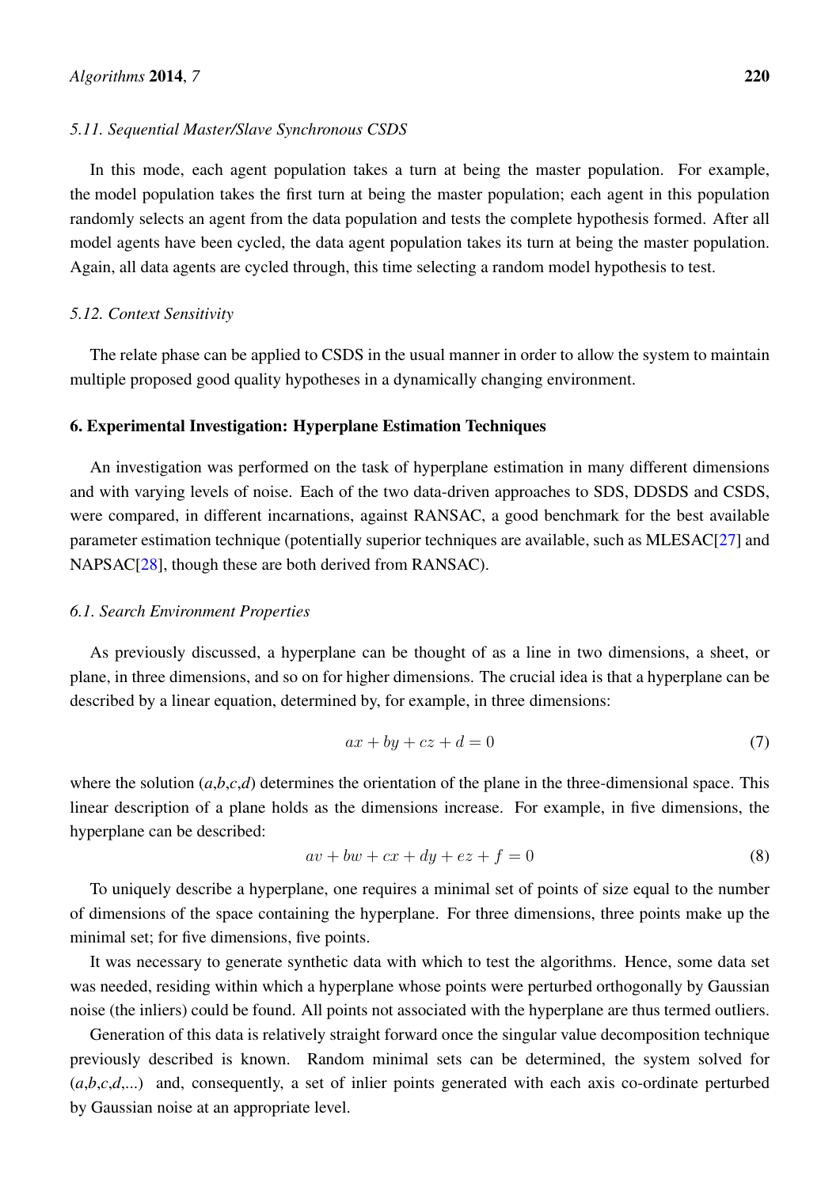### 5.11. Sequential Master/Slave Synchronous CSDS

In this mode, each agent population takes a turn at being the master population. For example, the model population takes the first turn at being the master population; each agent in this population randomly selects an agent from the data population and tests the complete hypothesis formed. After all model agents have been cycled, the data agent population takes its turn at being the master population. Again, all data agents are cycled through, this time selecting a random model hypothesis to test.

### 5.12. Context Sensitivity

The relate phase can be applied to CSDS in the usual manner in order to allow the system to maintain multiple proposed good quality hypotheses in a dynamically changing environment.

## 6. Experimental Investigation: Hyperplane Estimation Techniques

An investigation was performed on the task of hyperplane estimation in many different dimensions and with varying levels of noise. Each of the two data-driven approaches to SDS, DDSDS and CSDS, were compared, in different incarnations, against RANSAC, a good benchmark for the best available parameter estimation technique (potentially superior techniques are available, such as MLESAC[27] and NAPSAC[28], though these are both derived from RANSAC).

### 6.1. Search Environment Properties

As previously discussed, a hyperplane can be thought of as a line in two dimensions, a sheet, or plane, in three dimensions, and so on for higher dimensions. The crucial idea is that a hyperplane can be described by a linear equation, determined by, for example, in three dimensions:

$$ax + by + cz + d = 0 \tag{7}$$

where the solution ($a$,$b$,$c$,$d$) determines the orientation of the plane in the three-dimensional space. This linear description of a plane holds as the dimensions increase. For example, in five dimensions, the hyperplane can be described:

$$av + bw + cx + dy + ez + f = 0 \tag{8}$$

To uniquely describe a hyperplane, one requires a minimal set of points of size equal to the number of dimensions of the space containing the hyperplane. For three dimensions, three points make up the minimal set; for five dimensions, five points.

It was necessary to generate synthetic data with which to test the algorithms. Hence, some data set was needed, residing within which a hyperplane whose points were perturbed orthogonally by Gaussian noise (the inliers) could be found. All points not associated with the hyperplane are thus termed outliers.

Generation of this data is relatively straight forward once the singular value decomposition technique previously described is known. Random minimal sets can be determined, the system solved for ($a$,$b$,$c$,$d$,...) and, consequently, a set of inlier points generated with each axis co-ordinate perturbed by Gaussian noise at an appropriate level.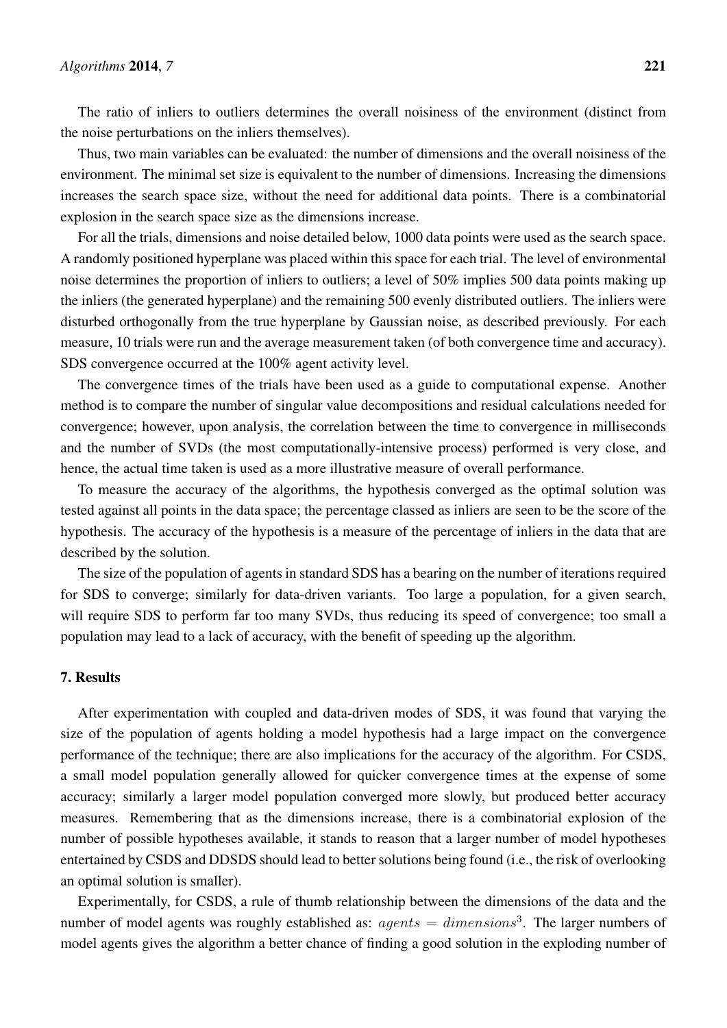The ratio of inliers to outliers determines the overall noisiness of the environment (distinct from the noise perturbations on the inliers themselves).

Thus, two main variables can be evaluated: the number of dimensions and the overall noisiness of the environment. The minimal set size is equivalent to the number of dimensions. Increasing the dimensions increases the search space size, without the need for additional data points. There is a combinatorial explosion in the search space size as the dimensions increase.

For all the trials, dimensions and noise detailed below, 1000 data points were used as the search space. A randomly positioned hyperplane was placed within this space for each trial. The level of environmental noise determines the proportion of inliers to outliers; a level of 50% implies 500 data points making up the inliers (the generated hyperplane) and the remaining 500 evenly distributed outliers. The inliers were disturbed orthogonally from the true hyperplane by Gaussian noise, as described previously. For each measure, 10 trials were run and the average measurement taken (of both convergence time and accuracy). SDS convergence occurred at the 100% agent activity level.

The convergence times of the trials have been used as a guide to computational expense. Another method is to compare the number of singular value decompositions and residual calculations needed for convergence; however, upon analysis, the correlation between the time to convergence in milliseconds and the number of SVDs (the most computationally-intensive process) performed is very close, and hence, the actual time taken is used as a more illustrative measure of overall performance.

To measure the accuracy of the algorithms, the hypothesis converged as the optimal solution was tested against all points in the data space; the percentage classed as inliers are seen to be the score of the hypothesis. The accuracy of the hypothesis is a measure of the percentage of inliers in the data that are described by the solution.

The size of the population of agents in standard SDS has a bearing on the number of iterations required for SDS to converge; similarly for data-driven variants. Too large a population, for a given search, will require SDS to perform far too many SVDs, thus reducing its speed of convergence; too small a population may lead to a lack of accuracy, with the benefit of speeding up the algorithm.

## 7. Results

After experimentation with coupled and data-driven modes of SDS, it was found that varying the size of the population of agents holding a model hypothesis had a large impact on the convergence performance of the technique; there are also implications for the accuracy of the algorithm. For CSDS, a small model population generally allowed for quicker convergence times at the expense of some accuracy; similarly a larger model population converged more slowly, but produced better accuracy measures. Remembering that as the dimensions increase, there is a combinatorial explosion of the number of possible hypotheses available, it stands to reason that a larger number of model hypotheses entertained by CSDS and DDSDS should lead to better solutions being found (i.e., the risk of overlooking an optimal solution is smaller).

Experimentally, for CSDS, a rule of thumb relationship between the dimensions of the data and the number of model agents was roughly established as: $agents = dimensions^3$. The larger numbers of model agents gives the algorithm a better chance of finding a good solution in the exploding number of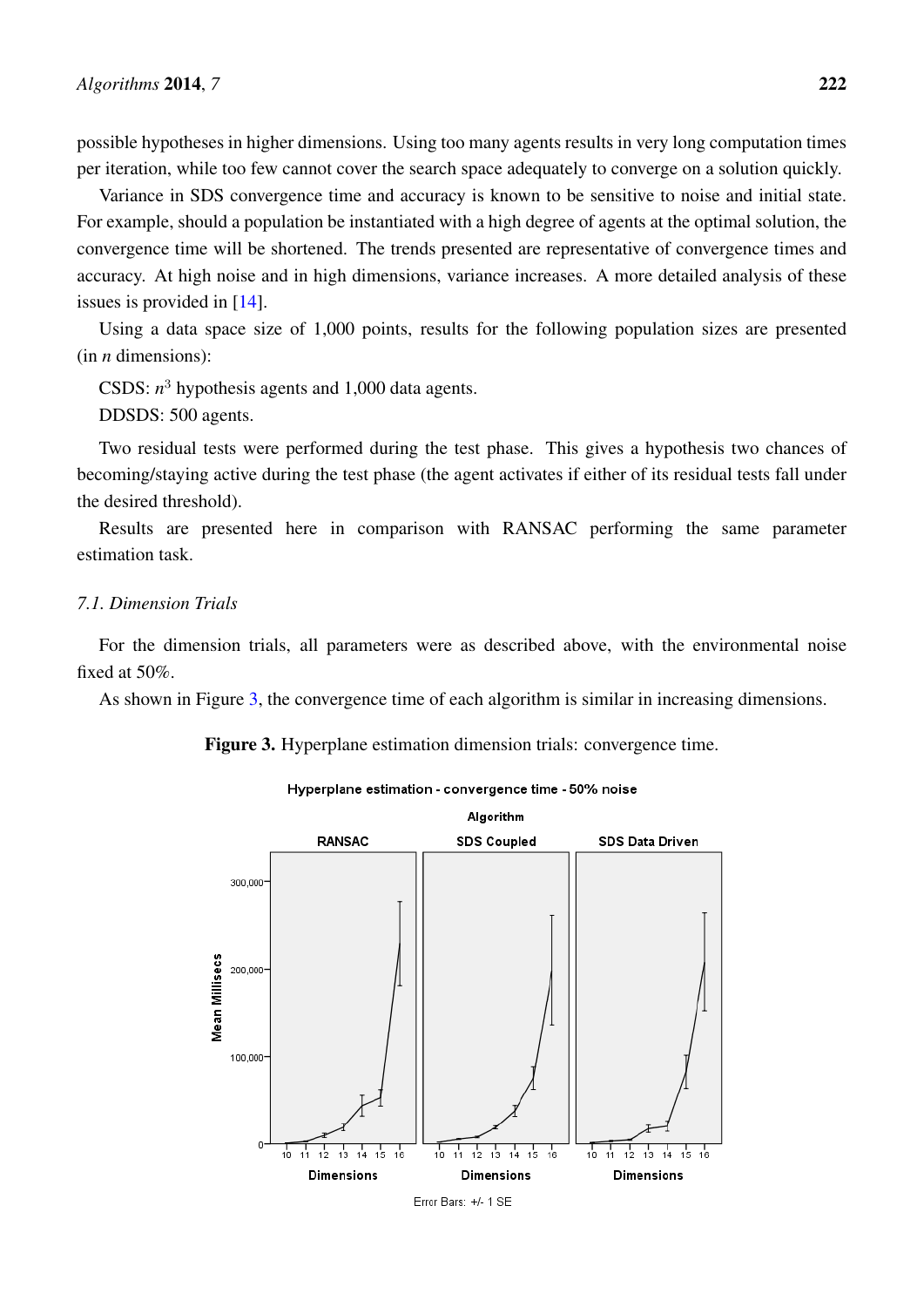possible hypotheses in higher dimensions. Using too many agents results in very long computation times per iteration, while too few cannot cover the search space adequately to converge on a solution quickly.

Variance in SDS convergence time and accuracy is known to be sensitive to noise and initial state. For example, should a population be instantiated with a high degree of agents at the optimal solution, the convergence time will be shortened. The trends presented are representative of convergence times and accuracy. At high noise and in high dimensions, variance increases. A more detailed analysis of these issues is provided in [14].

Using a data space size of 1,000 points, results for the following population sizes are presented (in $n$ dimensions):

CSDS: $n^3$ hypothesis agents and 1,000 data agents.

DDSDS: 500 agents.

Two residual tests were performed during the test phase. This gives a hypothesis two chances of becoming/staying active during the test phase (the agent activates if either of its residual tests fall under the desired threshold).

Results are presented here in comparison with RANSAC performing the same parameter estimation task.

### 7.1. Dimension Trials

For the dimension trials, all parameters were as described above, with the environmental noise fixed at 50%.

As shown in Figure 3, the convergence time of each algorithm is similar in increasing dimensions.

**Figure 3.** Hyperplane estimation dimension trials: convergence time.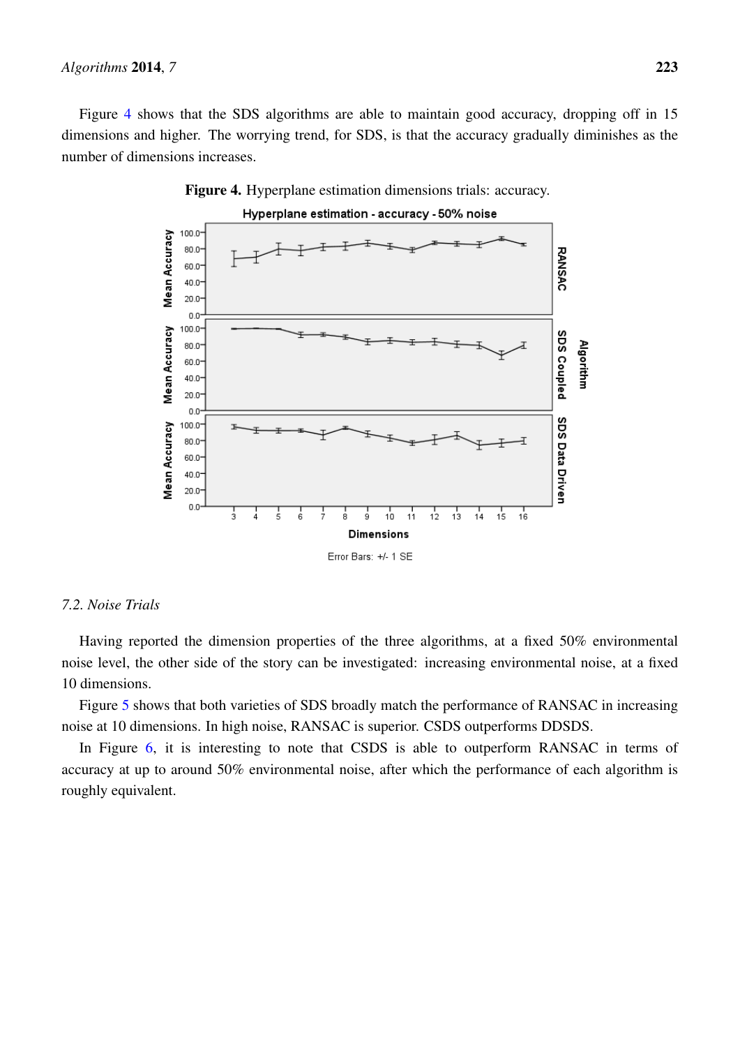Figure 4 shows that the SDS algorithms are able to maintain good accuracy, dropping off in 15 dimensions and higher. The worrying trend, for SDS, is that the accuracy gradually diminishes as the number of dimensions increases.

**Figure 4.** Hyperplane estimation dimensions trials: accuracy.

### 7.2. Noise Trials

Having reported the dimension properties of the three algorithms, at a fixed 50% environmental noise level, the other side of the story can be investigated: increasing environmental noise, at a fixed 10 dimensions.

Figure 5 shows that both varieties of SDS broadly match the performance of RANSAC in increasing noise at 10 dimensions. In high noise, RANSAC is superior. CSDS outperforms DDSDS.

In Figure 6, it is interesting to note that CSDS is able to outperform RANSAC in terms of accuracy at up to around 50% environmental noise, after which the performance of each algorithm is roughly equivalent.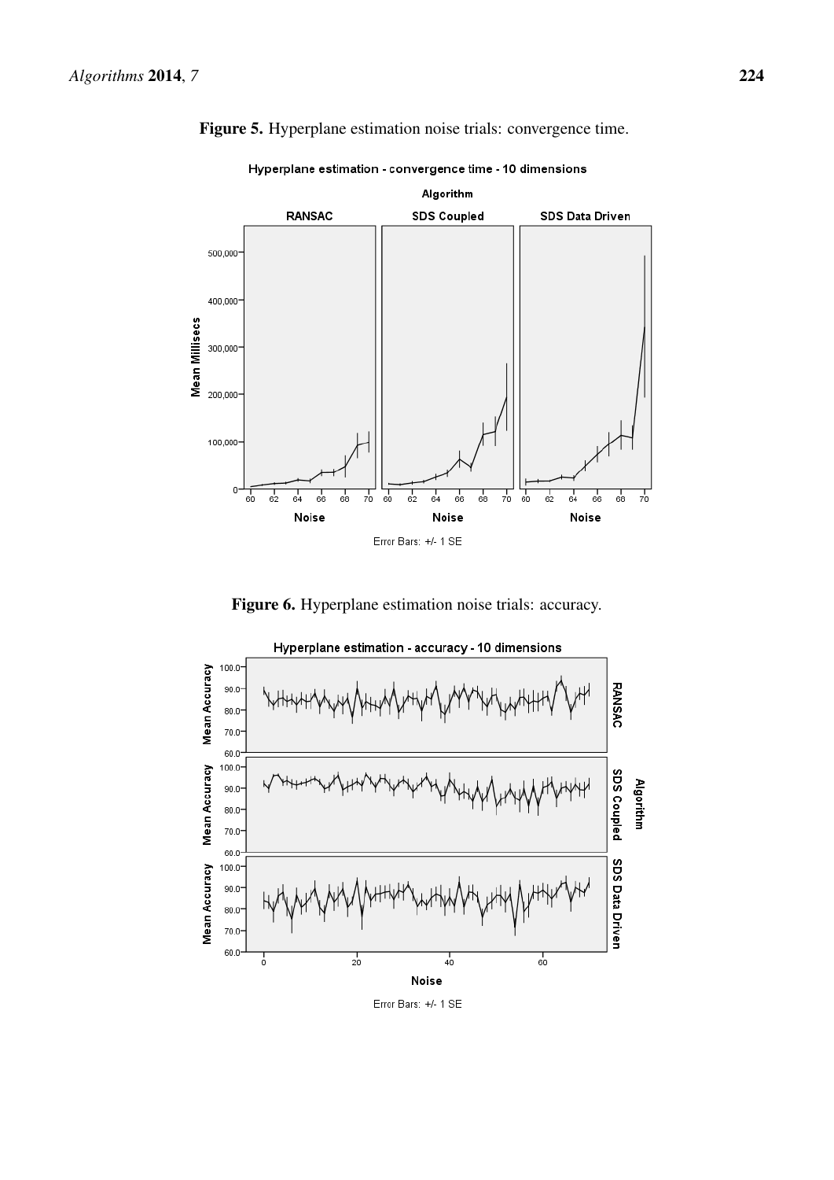**Figure 5.** Hyperplane estimation noise trials: convergence time.

**Figure 6.** Hyperplane estimation noise trials: accuracy.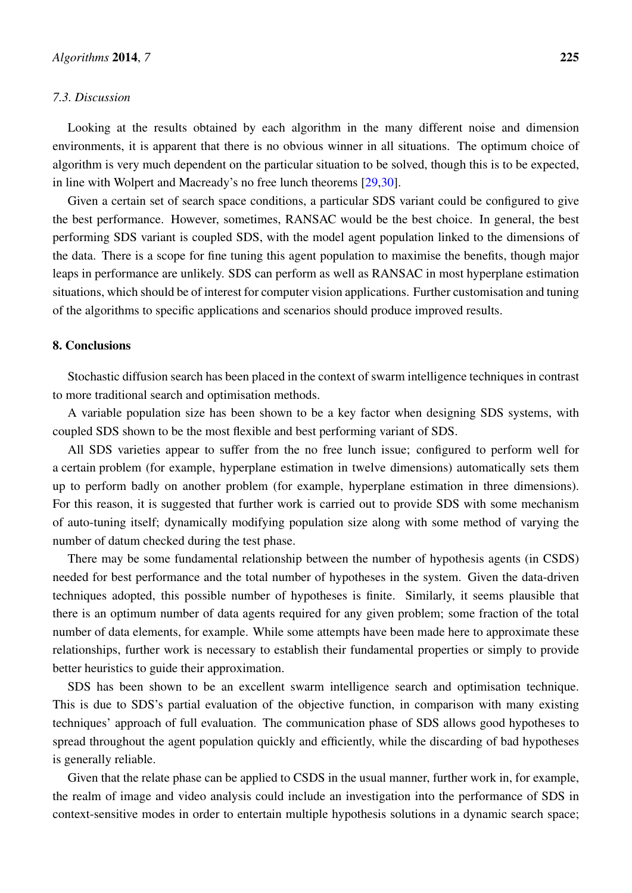### 7.3. Discussion

Looking at the results obtained by each algorithm in the many different noise and dimension environments, it is apparent that there is no obvious winner in all situations. The optimum choice of algorithm is very much dependent on the particular situation to be solved, though this is to be expected, in line with Wolpert and Macready's no free lunch theorems [29,30].

Given a certain set of search space conditions, a particular SDS variant could be configured to give the best performance. However, sometimes, RANSAC would be the best choice. In general, the best performing SDS variant is coupled SDS, with the model agent population linked to the dimensions of the data. There is a scope for fine tuning this agent population to maximise the benefits, though major leaps in performance are unlikely. SDS can perform as well as RANSAC in most hyperplane estimation situations, which should be of interest for computer vision applications. Further customisation and tuning of the algorithms to specific applications and scenarios should produce improved results.

## 8. Conclusions

Stochastic diffusion search has been placed in the context of swarm intelligence techniques in contrast to more traditional search and optimisation methods.

A variable population size has been shown to be a key factor when designing SDS systems, with coupled SDS shown to be the most flexible and best performing variant of SDS.

All SDS varieties appear to suffer from the no free lunch issue; configured to perform well for a certain problem (for example, hyperplane estimation in twelve dimensions) automatically sets them up to perform badly on another problem (for example, hyperplane estimation in three dimensions). For this reason, it is suggested that further work is carried out to provide SDS with some mechanism of auto-tuning itself; dynamically modifying population size along with some method of varying the number of datum checked during the test phase.

There may be some fundamental relationship between the number of hypothesis agents (in CSDS) needed for best performance and the total number of hypotheses in the system. Given the data-driven techniques adopted, this possible number of hypotheses is finite. Similarly, it seems plausible that there is an optimum number of data agents required for any given problem; some fraction of the total number of data elements, for example. While some attempts have been made here to approximate these relationships, further work is necessary to establish their fundamental properties or simply to provide better heuristics to guide their approximation.

SDS has been shown to be an excellent swarm intelligence search and optimisation technique. This is due to SDS's partial evaluation of the objective function, in comparison with many existing techniques' approach of full evaluation. The communication phase of SDS allows good hypotheses to spread throughout the agent population quickly and efficiently, while the discarding of bad hypotheses is generally reliable.

Given that the relate phase can be applied to CSDS in the usual manner, further work in, for example, the realm of image and video analysis could include an investigation into the performance of SDS in context-sensitive modes in order to entertain multiple hypothesis solutions in a dynamic search space;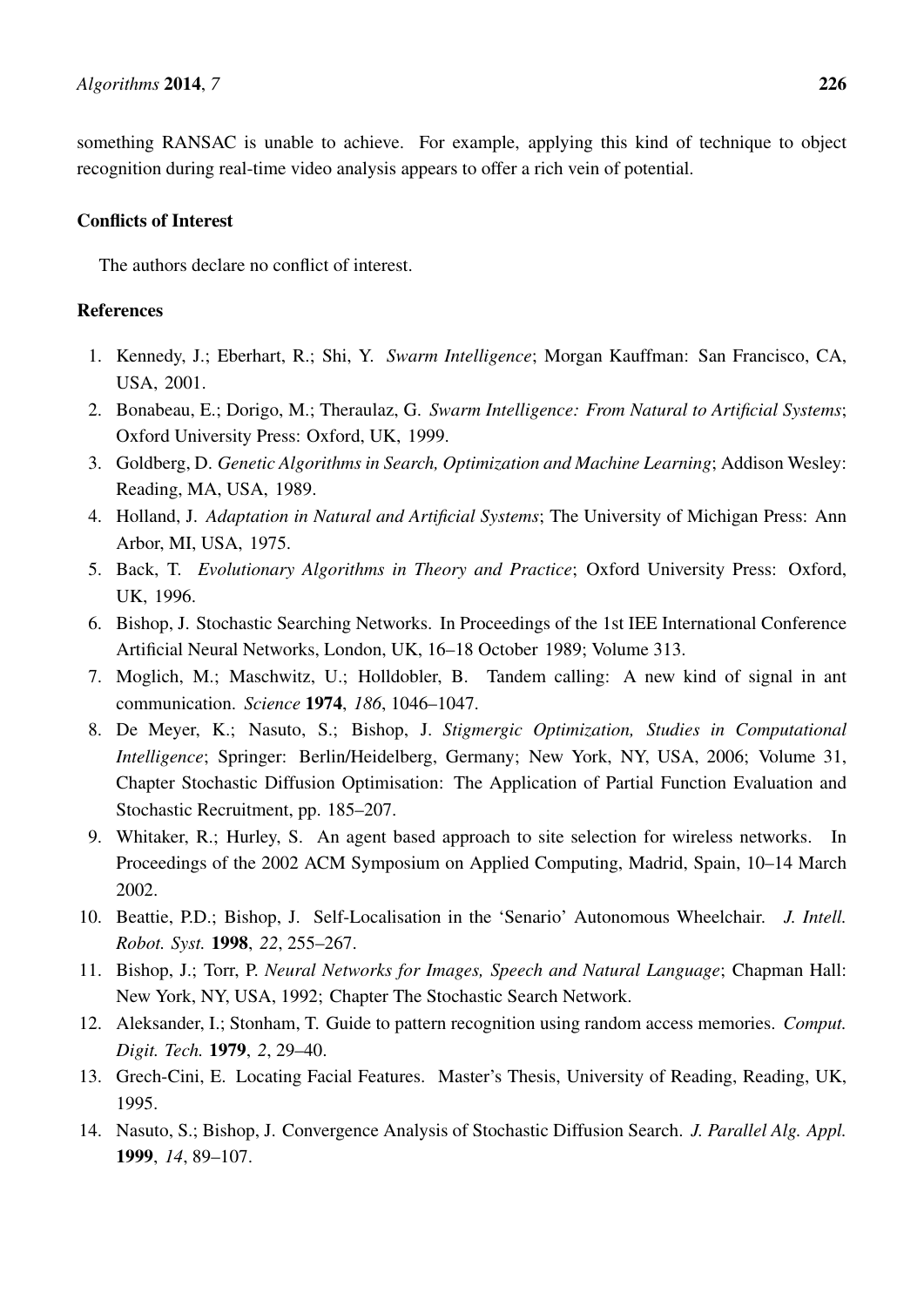something RANSAC is unable to achieve. For example, applying this kind of technique to object recognition during real-time video analysis appears to offer a rich vein of potential.

## Conflicts of Interest

The authors declare no conflict of interest.

## References

1. Kennedy, J.; Eberhart, R.; Shi, Y. *Swarm Intelligence*; Morgan Kauffman: San Francisco, CA, USA, 2001.
2. Bonabeau, E.; Dorigo, M.; Theraulaz, G. *Swarm Intelligence: From Natural to Artificial Systems*; Oxford University Press: Oxford, UK, 1999.
3. Goldberg, D. *Genetic Algorithms in Search, Optimization and Machine Learning*; Addison Wesley: Reading, MA, USA, 1989.
4. Holland, J. *Adaptation in Natural and Artificial Systems*; The University of Michigan Press: Ann Arbor, MI, USA, 1975.
5. Back, T. *Evolutionary Algorithms in Theory and Practice*; Oxford University Press: Oxford, UK, 1996.
6. Bishop, J. Stochastic Searching Networks. In Proceedings of the 1st IEE International Conference Artificial Neural Networks, London, UK, 16–18 October 1989; Volume 313.
7. Moglich, M.; Maschwitz, U.; Holldobler, B. Tandem calling: A new kind of signal in ant communication. *Science* **1974**, *186*, 1046–1047.
8. De Meyer, K.; Nasuto, S.; Bishop, J. *Stigmergic Optimization, Studies in Computational Intelligence*; Springer: Berlin/Heidelberg, Germany; New York, NY, USA, 2006; Volume 31, Chapter Stochastic Diffusion Optimisation: The Application of Partial Function Evaluation and Stochastic Recruitment, pp. 185–207.
9. Whitaker, R.; Hurley, S. An agent based approach to site selection for wireless networks. In Proceedings of the 2002 ACM Symposium on Applied Computing, Madrid, Spain, 10–14 March 2002.
10. Beattie, P.D.; Bishop, J. Self-Localisation in the 'Senario' Autonomous Wheelchair. *J. Intell. Robot. Syst.* **1998**, *22*, 255–267.
11. Bishop, J.; Torr, P. *Neural Networks for Images, Speech and Natural Language*; Chapman Hall: New York, NY, USA, 1992; Chapter The Stochastic Search Network.
12. Aleksander, I.; Stonham, T. Guide to pattern recognition using random access memories. *Comput. Digit. Tech.* **1979**, *2*, 29–40.
13. Grech-Cini, E. Locating Facial Features. Master's Thesis, University of Reading, Reading, UK, 1995.
14. Nasuto, S.; Bishop, J. Convergence Analysis of Stochastic Diffusion Search. *J. Parallel Alg. Appl.* **1999**, *14*, 89–107.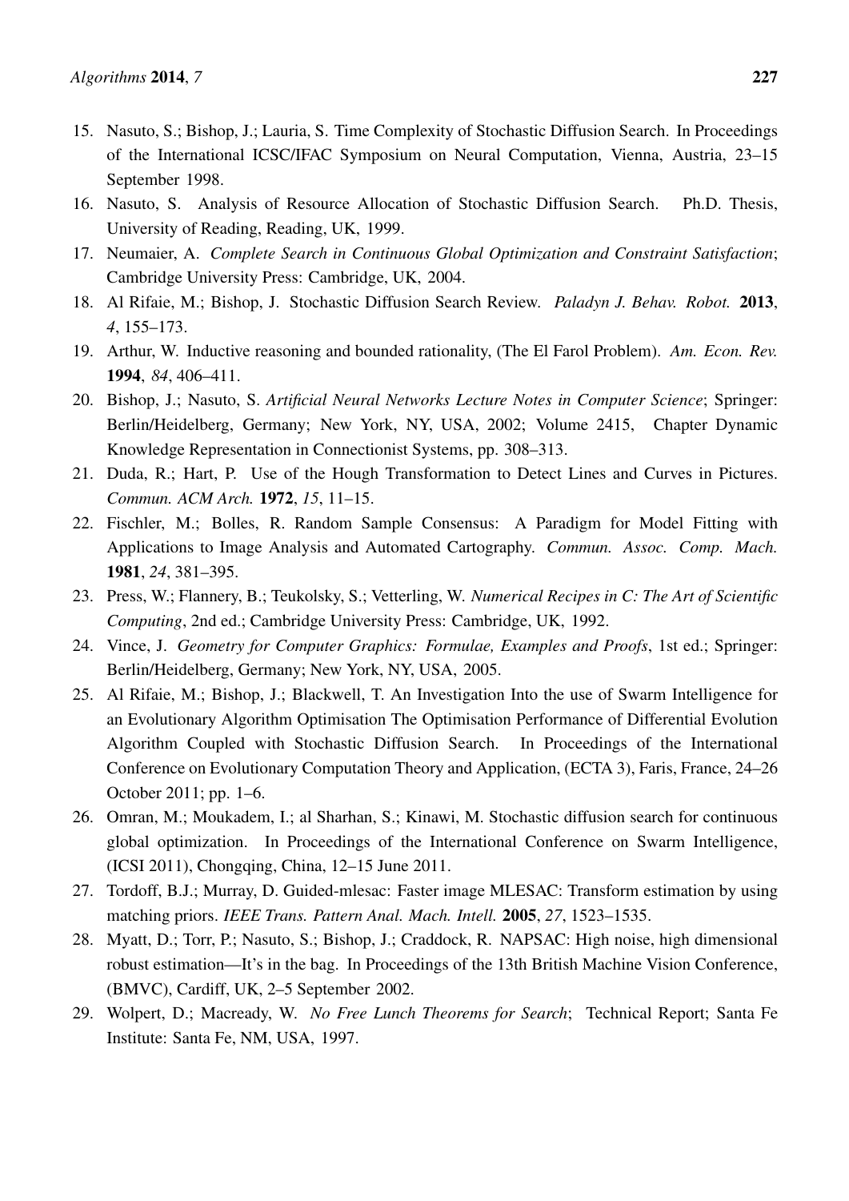15. Nasuto, S.; Bishop, J.; Lauria, S. Time Complexity of Stochastic Diffusion Search. In Proceedings of the International ICSC/IFAC Symposium on Neural Computation, Vienna, Austria, 23–15 September 1998.
16. Nasuto, S. Analysis of Resource Allocation of Stochastic Diffusion Search. Ph.D. Thesis, University of Reading, Reading, UK, 1999.
17. Neumaier, A. *Complete Search in Continuous Global Optimization and Constraint Satisfaction*; Cambridge University Press: Cambridge, UK, 2004.
18. Al Rifaie, M.; Bishop, J. Stochastic Diffusion Search Review. *Paladyn J. Behav. Robot.* **2013**, *4*, 155–173.
19. Arthur, W. Inductive reasoning and bounded rationality, (The El Farol Problem). *Am. Econ. Rev.* **1994**, *84*, 406–411.
20. Bishop, J.; Nasuto, S. *Artificial Neural Networks Lecture Notes in Computer Science*; Springer: Berlin/Heidelberg, Germany; New York, NY, USA, 2002; Volume 2415, Chapter Dynamic Knowledge Representation in Connectionist Systems, pp. 308–313.
21. Duda, R.; Hart, P. Use of the Hough Transformation to Detect Lines and Curves in Pictures. *Commun. ACM Arch.* **1972**, *15*, 11–15.
22. Fischler, M.; Bolles, R. Random Sample Consensus: A Paradigm for Model Fitting with Applications to Image Analysis and Automated Cartography. *Commun. Assoc. Comp. Mach.* **1981**, *24*, 381–395.
23. Press, W.; Flannery, B.; Teukolsky, S.; Vetterling, W. *Numerical Recipes in C: The Art of Scientific Computing*, 2nd ed.; Cambridge University Press: Cambridge, UK, 1992.
24. Vince, J. *Geometry for Computer Graphics: Formulae, Examples and Proofs*, 1st ed.; Springer: Berlin/Heidelberg, Germany; New York, NY, USA, 2005.
25. Al Rifaie, M.; Bishop, J.; Blackwell, T. An Investigation Into the use of Swarm Intelligence for an Evolutionary Algorithm Optimisation The Optimisation Performance of Differential Evolution Algorithm Coupled with Stochastic Diffusion Search. In Proceedings of the International Conference on Evolutionary Computation Theory and Application, (ECTA 3), Faris, France, 24–26 October 2011; pp. 1–6.
26. Omran, M.; Moukadem, I.; al Sharhan, S.; Kinawi, M. Stochastic diffusion search for continuous global optimization. In Proceedings of the International Conference on Swarm Intelligence, (ICSI 2011), Chongqing, China, 12–15 June 2011.
27. Tordoff, B.J.; Murray, D. Guided-mlesac: Faster image MLESAC: Transform estimation by using matching priors. *IEEE Trans. Pattern Anal. Mach. Intell.* **2005**, *27*, 1523–1535.
28. Myatt, D.; Torr, P.; Nasuto, S.; Bishop, J.; Craddock, R. NAPSAC: High noise, high dimensional robust estimation—It's in the bag. In Proceedings of the 13th British Machine Vision Conference, (BMVC), Cardiff, UK, 2–5 September 2002.
29. Wolpert, D.; Macready, W. *No Free Lunch Theorems for Search*; Technical Report; Santa Fe Institute: Santa Fe, NM, USA, 1997.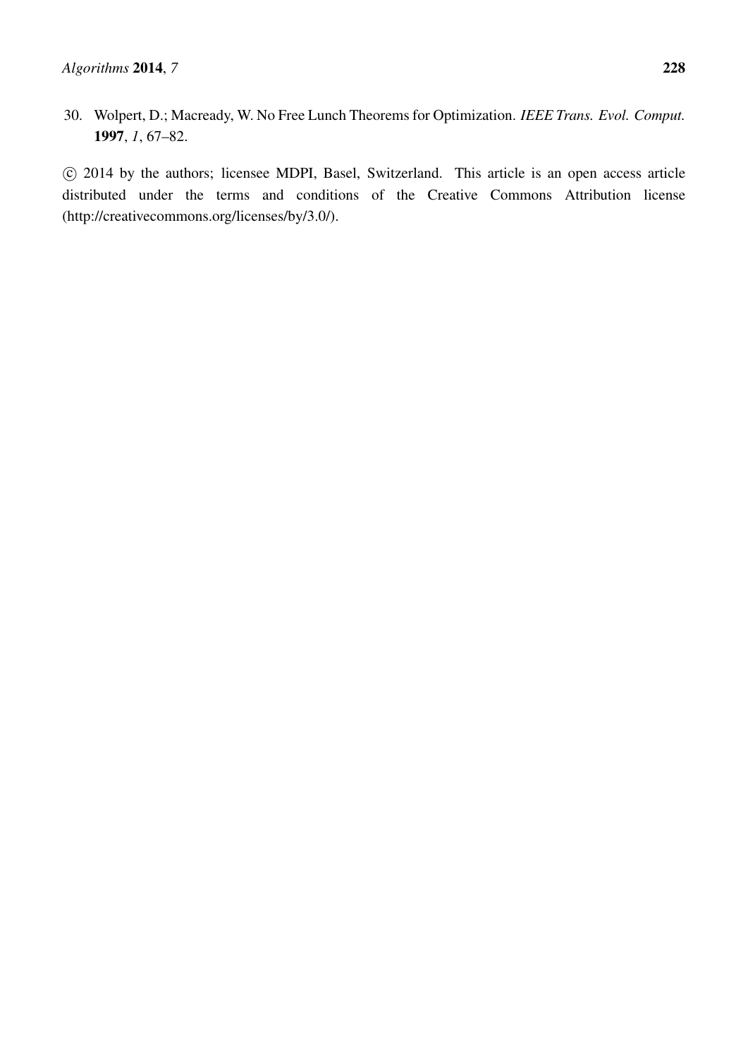30. Wolpert, D.; Macready, W. No Free Lunch Theorems for Optimization. *IEEE Trans. Evol. Comput.* **1997**, *1*, 67–82.

© 2014 by the authors; licensee MDPI, Basel, Switzerland. This article is an open access article distributed under the terms and conditions of the Creative Commons Attribution license (http://creativecommons.org/licenses/by/3.0/).